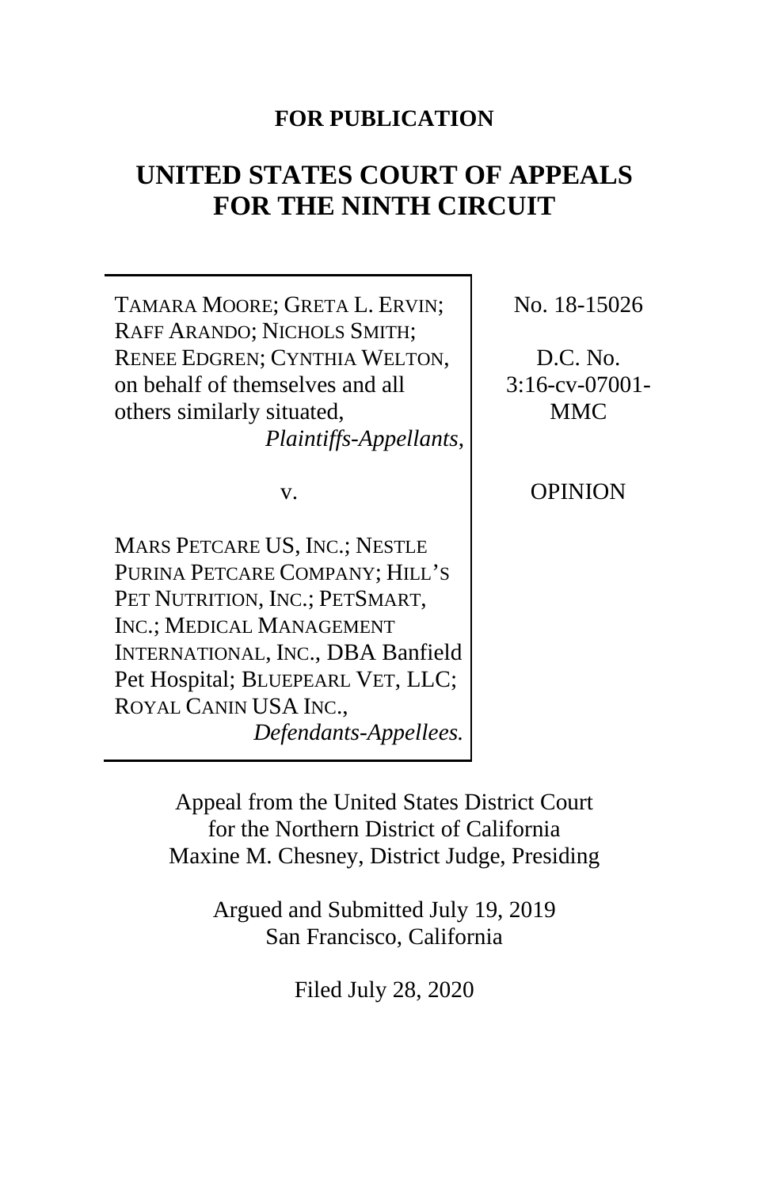**FOR PUBLICATION**

# UNITED STATES COURT OF APPEALS FOR THE NINTH CIRCUIT

| | |
|---|---|
| TAMARA MOORE; GRETA L. ERVIN; RAFF ARANDO; NICHOLS SMITH; RENEE EDGREN; CYNTHIA WELTON, on behalf of themselves and all others similarly situated, *Plaintiffs-Appellants*, | No. 18-15026 |
| v. | D.C. No. 3:16-cv-07001-MMC |
| MARS PETCARE US, INC.; NESTLE PURINA PETCARE COMPANY; HILL'S PET NUTRITION, INC.; PETSMART, INC.; MEDICAL MANAGEMENT INTERNATIONAL, INC., DBA Banfield Pet Hospital; BLUEPEARL VET, LLC; ROYAL CANIN USA INC., *Defendants-Appellees.* | OPINION |

Appeal from the United States District Court for the Northern District of California
Maxine M. Chesney, District Judge, Presiding

Argued and Submitted July 19, 2019
San Francisco, California

Filed July 28, 2020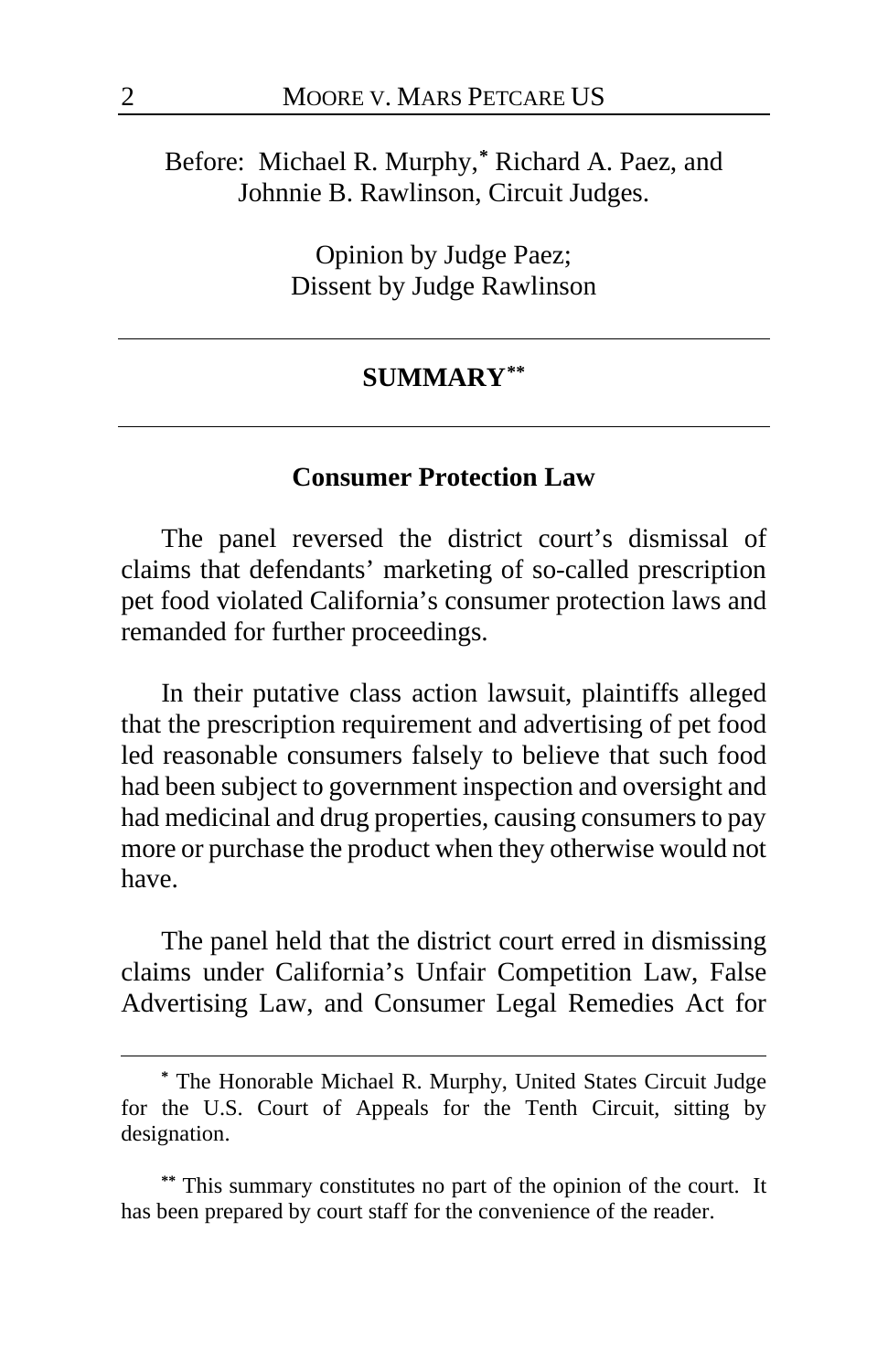Before: Michael R. Murphy,[*] Richard A. Paez, and Johnnie B. Rawlinson, Circuit Judges.

Opinion by Judge Paez;
Dissent by Judge Rawlinson

## SUMMARY[**]

### Consumer Protection Law

The panel reversed the district court's dismissal of claims that defendants' marketing of so-called prescription pet food violated California's consumer protection laws and remanded for further proceedings.

In their putative class action lawsuit, plaintiffs alleged that the prescription requirement and advertising of pet food led reasonable consumers falsely to believe that such food had been subject to government inspection and oversight and had medicinal and drug properties, causing consumers to pay more or purchase the product when they otherwise would not have.

The panel held that the district court erred in dismissing claims under California's Unfair Competition Law, False Advertising Law, and Consumer Legal Remedies Act for

---

[*] The Honorable Michael R. Murphy, United States Circuit Judge for the U.S. Court of Appeals for the Tenth Circuit, sitting by designation.

[**] This summary constitutes no part of the opinion of the court. It has been prepared by court staff for the convenience of the reader.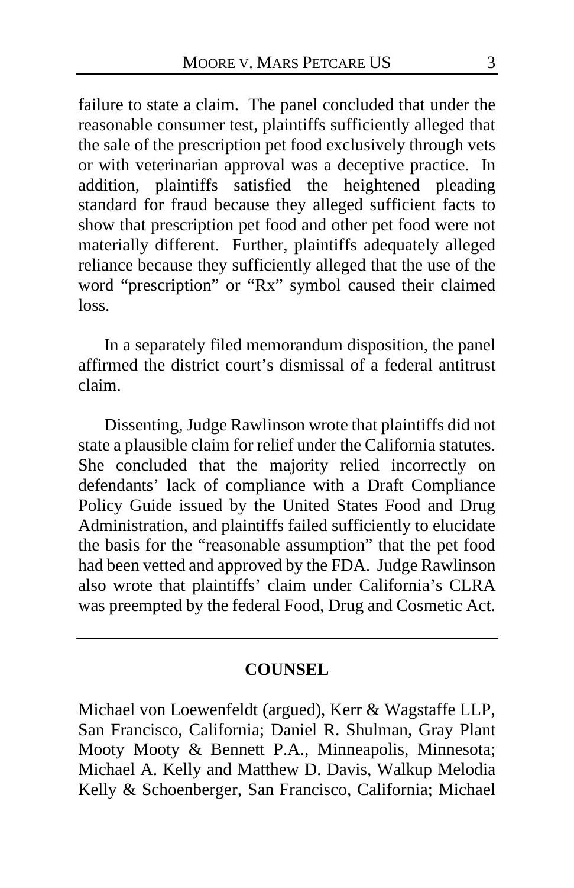failure to state a claim. The panel concluded that under the reasonable consumer test, plaintiffs sufficiently alleged that the sale of the prescription pet food exclusively through vets or with veterinarian approval was a deceptive practice. In addition, plaintiffs satisfied the heightened pleading standard for fraud because they alleged sufficient facts to show that prescription pet food and other pet food were not materially different. Further, plaintiffs adequately alleged reliance because they sufficiently alleged that the use of the word "prescription" or "Rx" symbol caused their claimed loss.

In a separately filed memorandum disposition, the panel affirmed the district court's dismissal of a federal antitrust claim.

Dissenting, Judge Rawlinson wrote that plaintiffs did not state a plausible claim for relief under the California statutes. She concluded that the majority relied incorrectly on defendants' lack of compliance with a Draft Compliance Policy Guide issued by the United States Food and Drug Administration, and plaintiffs failed sufficiently to elucidate the basis for the "reasonable assumption" that the pet food had been vetted and approved by the FDA. Judge Rawlinson also wrote that plaintiffs' claim under California's CLRA was preempted by the federal Food, Drug and Cosmetic Act.

---

## COUNSEL

Michael von Loewenfeldt (argued), Kerr & Wagstaffe LLP, San Francisco, California; Daniel R. Shulman, Gray Plant Mooty Mooty & Bennett P.A., Minneapolis, Minnesota; Michael A. Kelly and Matthew D. Davis, Walkup Melodia Kelly & Schoenberger, San Francisco, California; Michael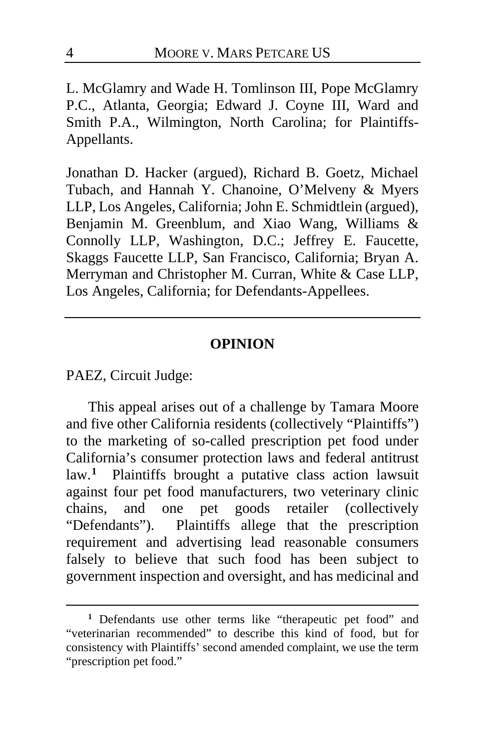L. McGlamry and Wade H. Tomlinson III, Pope McGlamry P.C., Atlanta, Georgia; Edward J. Coyne III, Ward and Smith P.A., Wilmington, North Carolina; for Plaintiffs-Appellants.

Jonathan D. Hacker (argued), Richard B. Goetz, Michael Tubach, and Hannah Y. Chanoine, O'Melveny & Myers LLP, Los Angeles, California; John E. Schmidtlein (argued), Benjamin M. Greenblum, and Xiao Wang, Williams & Connolly LLP, Washington, D.C.; Jeffrey E. Faucette, Skaggs Faucette LLP, San Francisco, California; Bryan A. Merryman and Christopher M. Curran, White & Case LLP, Los Angeles, California; for Defendants-Appellees.

---

## OPINION

PAEZ, Circuit Judge:

This appeal arises out of a challenge by Tamara Moore and five other California residents (collectively "Plaintiffs") to the marketing of so-called prescription pet food under California's consumer protection laws and federal antitrust law.[1] Plaintiffs brought a putative class action lawsuit against four pet food manufacturers, two veterinary clinic chains, and one pet goods retailer (collectively "Defendants"). Plaintiffs allege that the prescription requirement and advertising lead reasonable consumers falsely to believe that such food has been subject to government inspection and oversight, and has medicinal and

---

[1] Defendants use other terms like "therapeutic pet food" and "veterinarian recommended" to describe this kind of food, but for consistency with Plaintiffs' second amended complaint, we use the term "prescription pet food."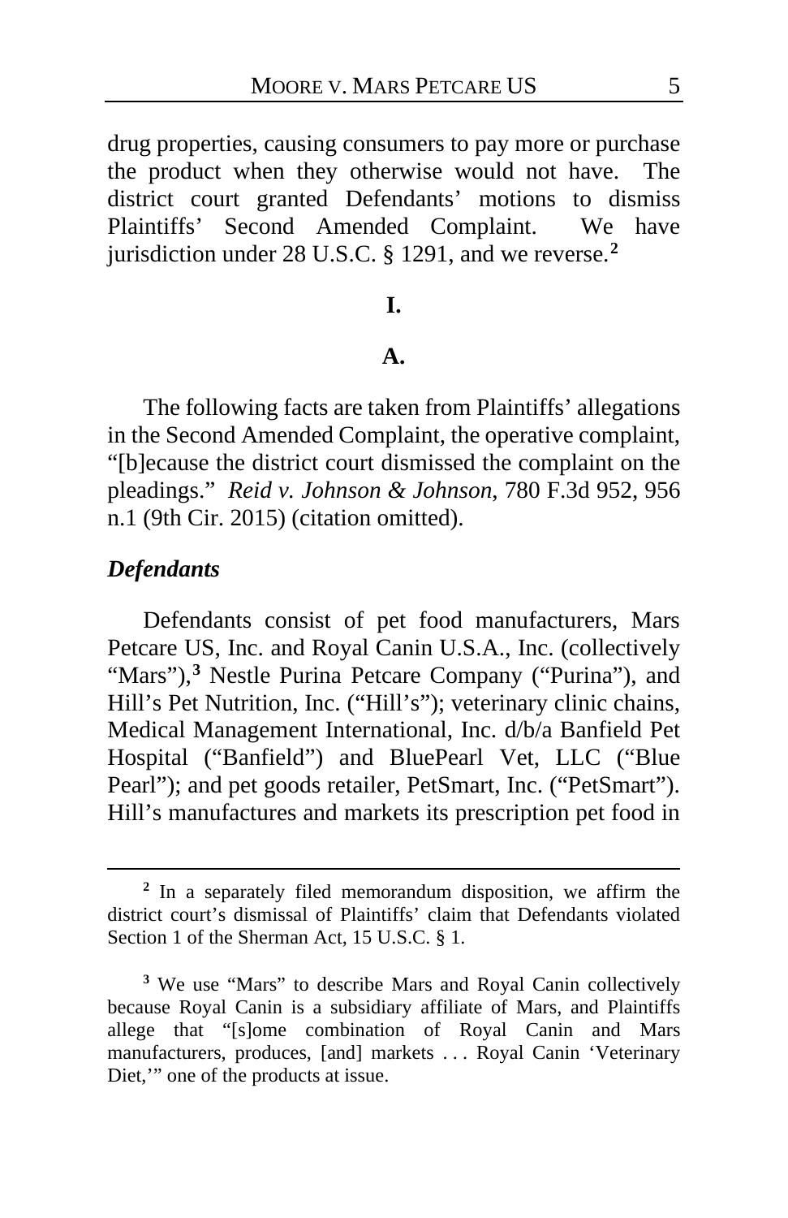drug properties, causing consumers to pay more or purchase the product when they otherwise would not have. The district court granted Defendants' motions to dismiss Plaintiffs' Second Amended Complaint. We have jurisdiction under 28 U.S.C. § 1291, and we reverse.[2]

## I.

### A.

The following facts are taken from Plaintiffs' allegations in the Second Amended Complaint, the operative complaint, "[b]ecause the district court dismissed the complaint on the pleadings." *Reid v. Johnson & Johnson*, 780 F.3d 952, 956 n.1 (9th Cir. 2015) (citation omitted).

***Defendants***

Defendants consist of pet food manufacturers, Mars Petcare US, Inc. and Royal Canin U.S.A., Inc. (collectively "Mars"),[3] Nestle Purina Petcare Company ("Purina"), and Hill's Pet Nutrition, Inc. ("Hill's"); veterinary clinic chains, Medical Management International, Inc. d/b/a Banfield Pet Hospital ("Banfield") and BluePearl Vet, LLC ("Blue Pearl"); and pet goods retailer, PetSmart, Inc. ("PetSmart"). Hill's manufactures and markets its prescription pet food in

---

[2] In a separately filed memorandum disposition, we affirm the district court's dismissal of Plaintiffs' claim that Defendants violated Section 1 of the Sherman Act, 15 U.S.C. § 1.

[3] We use "Mars" to describe Mars and Royal Canin collectively because Royal Canin is a subsidiary affiliate of Mars, and Plaintiffs allege that "[s]ome combination of Royal Canin and Mars manufacturers, produces, [and] markets . . . Royal Canin 'Veterinary Diet,'" one of the products at issue.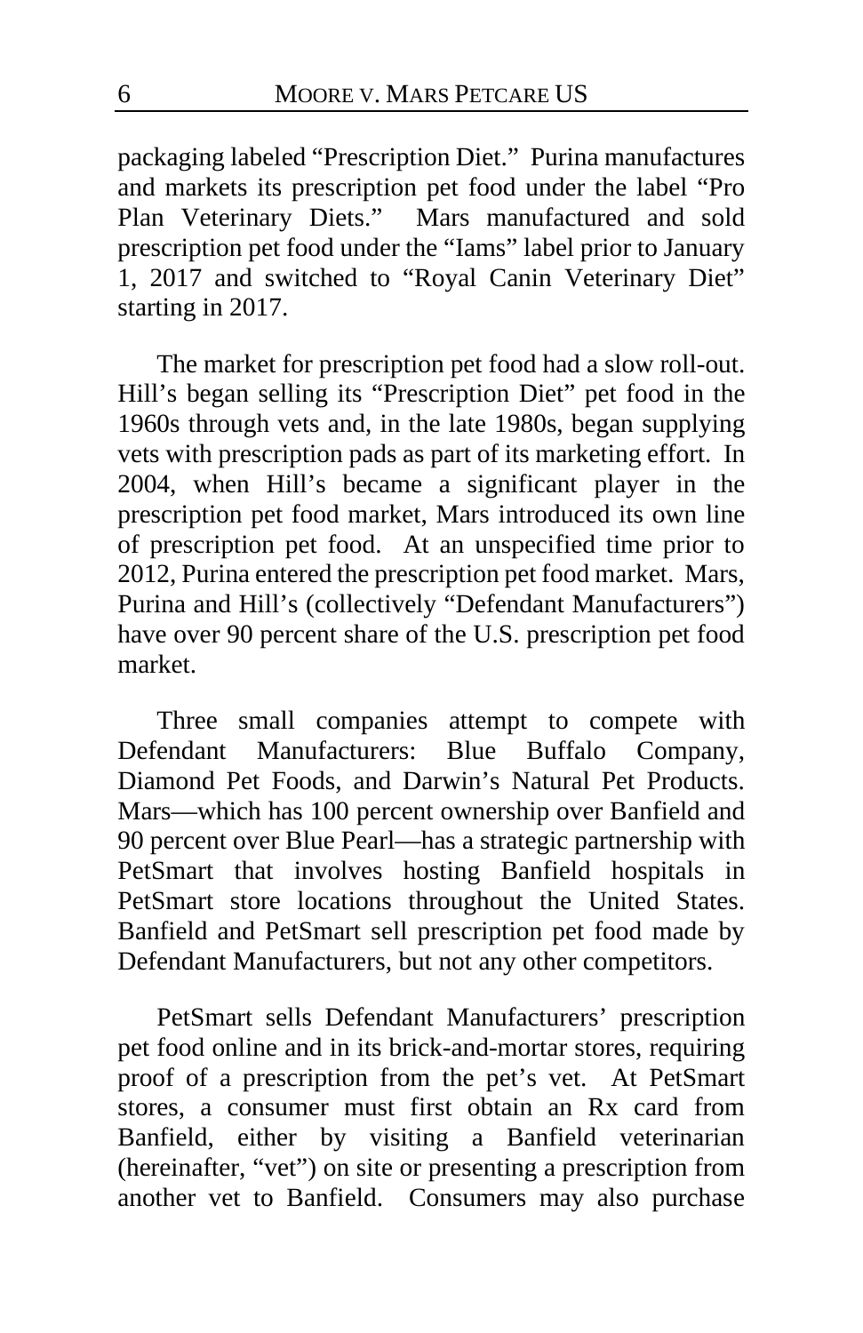packaging labeled "Prescription Diet." Purina manufactures and markets its prescription pet food under the label "Pro Plan Veterinary Diets." Mars manufactured and sold prescription pet food under the "Iams" label prior to January 1, 2017 and switched to "Royal Canin Veterinary Diet" starting in 2017.

The market for prescription pet food had a slow roll-out. Hill's began selling its "Prescription Diet" pet food in the 1960s through vets and, in the late 1980s, began supplying vets with prescription pads as part of its marketing effort. In 2004, when Hill's became a significant player in the prescription pet food market, Mars introduced its own line of prescription pet food. At an unspecified time prior to 2012, Purina entered the prescription pet food market. Mars, Purina and Hill's (collectively "Defendant Manufacturers") have over 90 percent share of the U.S. prescription pet food market.

Three small companies attempt to compete with Defendant Manufacturers: Blue Buffalo Company, Diamond Pet Foods, and Darwin's Natural Pet Products. Mars—which has 100 percent ownership over Banfield and 90 percent over Blue Pearl—has a strategic partnership with PetSmart that involves hosting Banfield hospitals in PetSmart store locations throughout the United States. Banfield and PetSmart sell prescription pet food made by Defendant Manufacturers, but not any other competitors.

PetSmart sells Defendant Manufacturers' prescription pet food online and in its brick-and-mortar stores, requiring proof of a prescription from the pet's vet. At PetSmart stores, a consumer must first obtain an Rx card from Banfield, either by visiting a Banfield veterinarian (hereinafter, "vet") on site or presenting a prescription from another vet to Banfield. Consumers may also purchase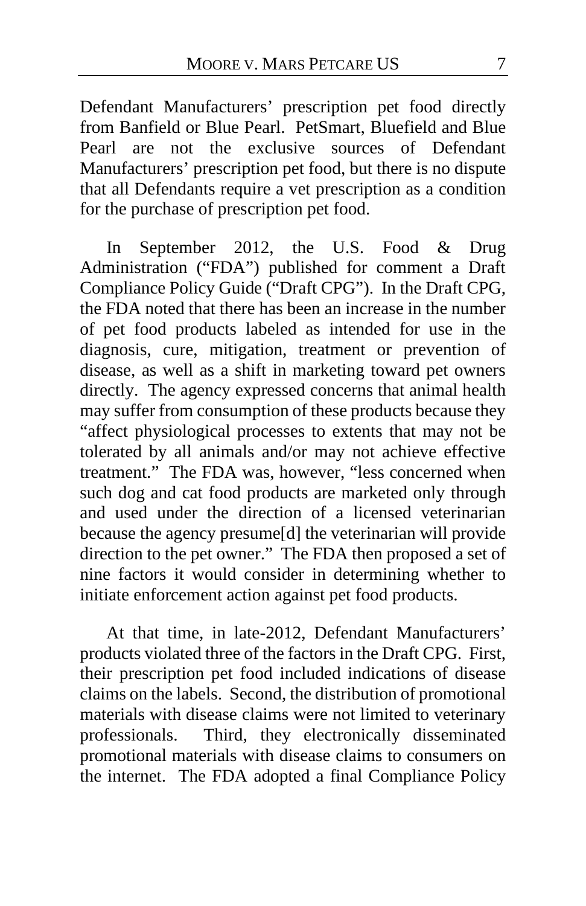Defendant Manufacturers' prescription pet food directly from Banfield or Blue Pearl. PetSmart, Bluefield and Blue Pearl are not the exclusive sources of Defendant Manufacturers' prescription pet food, but there is no dispute that all Defendants require a vet prescription as a condition for the purchase of prescription pet food.

In September 2012, the U.S. Food & Drug Administration ("FDA") published for comment a Draft Compliance Policy Guide ("Draft CPG"). In the Draft CPG, the FDA noted that there has been an increase in the number of pet food products labeled as intended for use in the diagnosis, cure, mitigation, treatment or prevention of disease, as well as a shift in marketing toward pet owners directly. The agency expressed concerns that animal health may suffer from consumption of these products because they "affect physiological processes to extents that may not be tolerated by all animals and/or may not achieve effective treatment." The FDA was, however, "less concerned when such dog and cat food products are marketed only through and used under the direction of a licensed veterinarian because the agency presume[d] the veterinarian will provide direction to the pet owner." The FDA then proposed a set of nine factors it would consider in determining whether to initiate enforcement action against pet food products.

At that time, in late-2012, Defendant Manufacturers' products violated three of the factors in the Draft CPG. First, their prescription pet food included indications of disease claims on the labels. Second, the distribution of promotional materials with disease claims were not limited to veterinary professionals. Third, they electronically disseminated promotional materials with disease claims to consumers on the internet. The FDA adopted a final Compliance Policy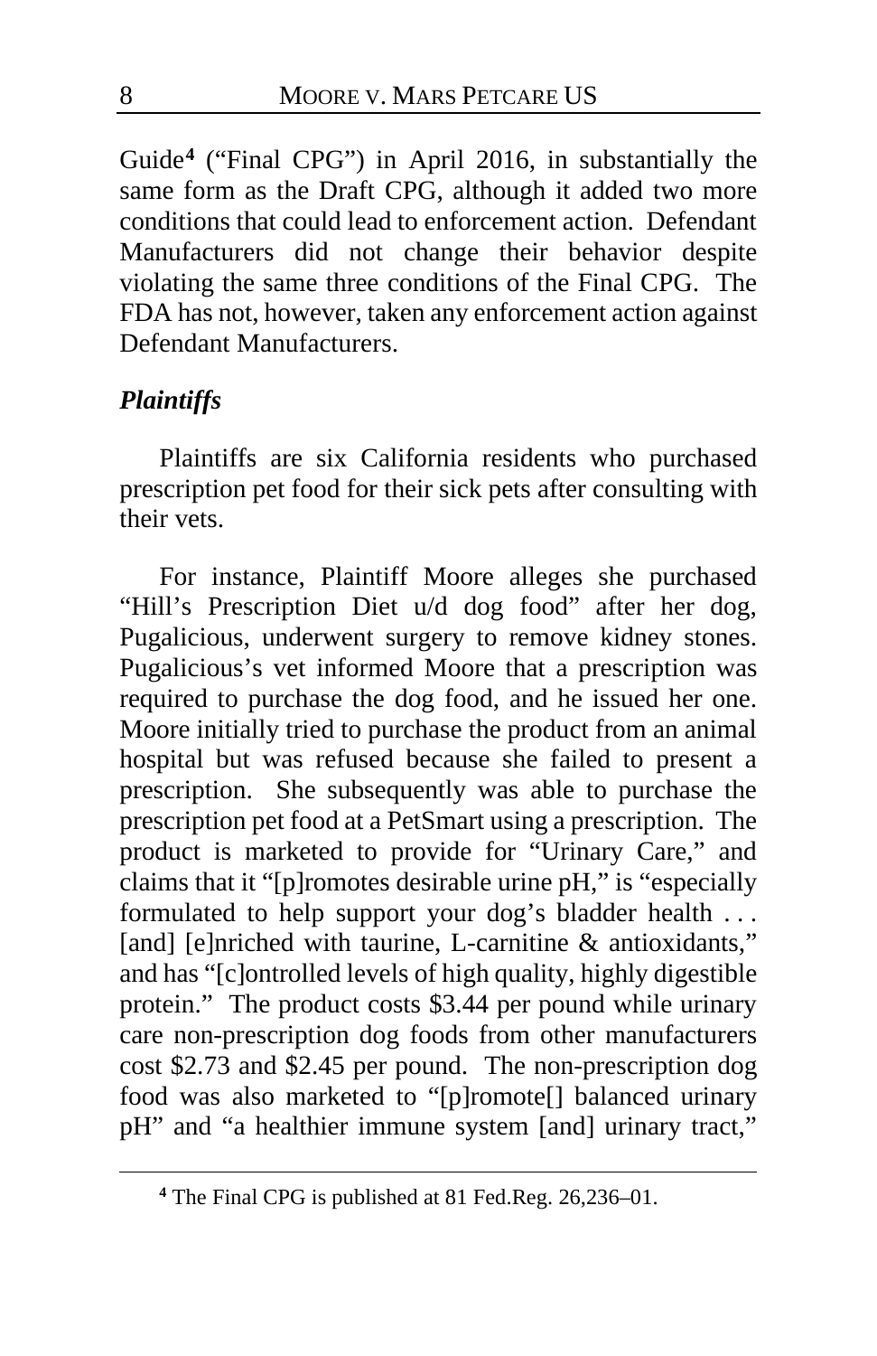Guide[4] ("Final CPG") in April 2016, in substantially the same form as the Draft CPG, although it added two more conditions that could lead to enforcement action. Defendant Manufacturers did not change their behavior despite violating the same three conditions of the Final CPG. The FDA has not, however, taken any enforcement action against Defendant Manufacturers.

***Plaintiffs***

Plaintiffs are six California residents who purchased prescription pet food for their sick pets after consulting with their vets.

For instance, Plaintiff Moore alleges she purchased "Hill's Prescription Diet u/d dog food" after her dog, Pugalicious, underwent surgery to remove kidney stones. Pugalicious's vet informed Moore that a prescription was required to purchase the dog food, and he issued her one. Moore initially tried to purchase the product from an animal hospital but was refused because she failed to present a prescription. She subsequently was able to purchase the prescription pet food at a PetSmart using a prescription. The product is marketed to provide for "Urinary Care," and claims that it "[p]romotes desirable urine pH," is "especially formulated to help support your dog's bladder health . . . [and] [e]nriched with taurine, L-carnitine & antioxidants," and has "[c]ontrolled levels of high quality, highly digestible protein." The product costs $3.44 per pound while urinary care non-prescription dog foods from other manufacturers cost $2.73 and $2.45 per pound. The non-prescription dog food was also marketed to "[p]romote[] balanced urinary pH" and "a healthier immune system [and] urinary tract,"

[4] The Final CPG is published at 81 Fed.Reg. 26,236–01.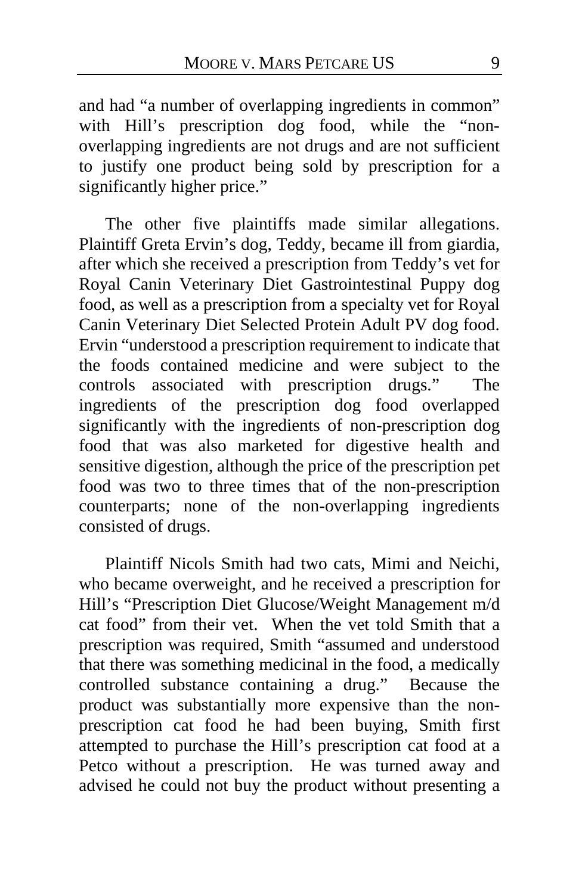and had "a number of overlapping ingredients in common" with Hill's prescription dog food, while the "non-overlapping ingredients are not drugs and are not sufficient to justify one product being sold by prescription for a significantly higher price."

The other five plaintiffs made similar allegations. Plaintiff Greta Ervin's dog, Teddy, became ill from giardia, after which she received a prescription from Teddy's vet for Royal Canin Veterinary Diet Gastrointestinal Puppy dog food, as well as a prescription from a specialty vet for Royal Canin Veterinary Diet Selected Protein Adult PV dog food. Ervin "understood a prescription requirement to indicate that the foods contained medicine and were subject to the controls associated with prescription drugs." The ingredients of the prescription dog food overlapped significantly with the ingredients of non-prescription dog food that was also marketed for digestive health and sensitive digestion, although the price of the prescription pet food was two to three times that of the non-prescription counterparts; none of the non-overlapping ingredients consisted of drugs.

Plaintiff Nicols Smith had two cats, Mimi and Neichi, who became overweight, and he received a prescription for Hill's "Prescription Diet Glucose/Weight Management m/d cat food" from their vet. When the vet told Smith that a prescription was required, Smith "assumed and understood that there was something medicinal in the food, a medically controlled substance containing a drug." Because the product was substantially more expensive than the non-prescription cat food he had been buying, Smith first attempted to purchase the Hill's prescription cat food at a Petco without a prescription. He was turned away and advised he could not buy the product without presenting a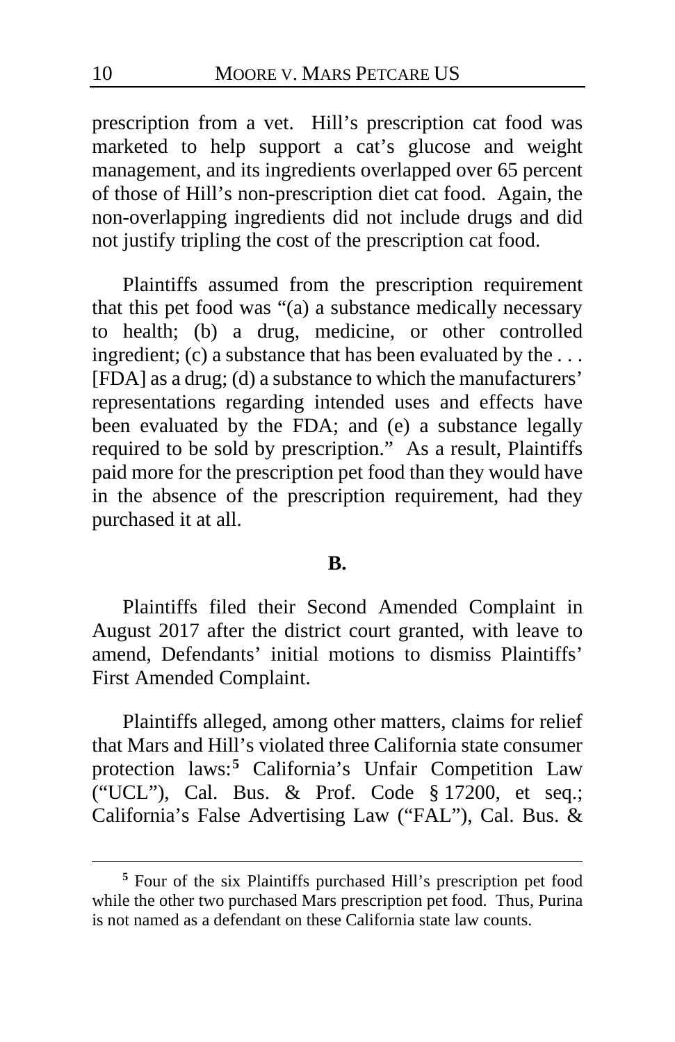prescription from a vet. Hill's prescription cat food was marketed to help support a cat's glucose and weight management, and its ingredients overlapped over 65 percent of those of Hill's non-prescription diet cat food. Again, the non-overlapping ingredients did not include drugs and did not justify tripling the cost of the prescription cat food.

Plaintiffs assumed from the prescription requirement that this pet food was "(a) a substance medically necessary to health; (b) a drug, medicine, or other controlled ingredient; (c) a substance that has been evaluated by the . . . [FDA] as a drug; (d) a substance to which the manufacturers' representations regarding intended uses and effects have been evaluated by the FDA; and (e) a substance legally required to be sold by prescription." As a result, Plaintiffs paid more for the prescription pet food than they would have in the absence of the prescription requirement, had they purchased it at all.

**B.**

Plaintiffs filed their Second Amended Complaint in August 2017 after the district court granted, with leave to amend, Defendants' initial motions to dismiss Plaintiffs' First Amended Complaint.

Plaintiffs alleged, among other matters, claims for relief that Mars and Hill's violated three California state consumer protection laws:[5] California's Unfair Competition Law ("UCL"), Cal. Bus. & Prof. Code § 17200, et seq.; California's False Advertising Law ("FAL"), Cal. Bus. &

[5] Four of the six Plaintiffs purchased Hill's prescription pet food while the other two purchased Mars prescription pet food. Thus, Purina is not named as a defendant on these California state law counts.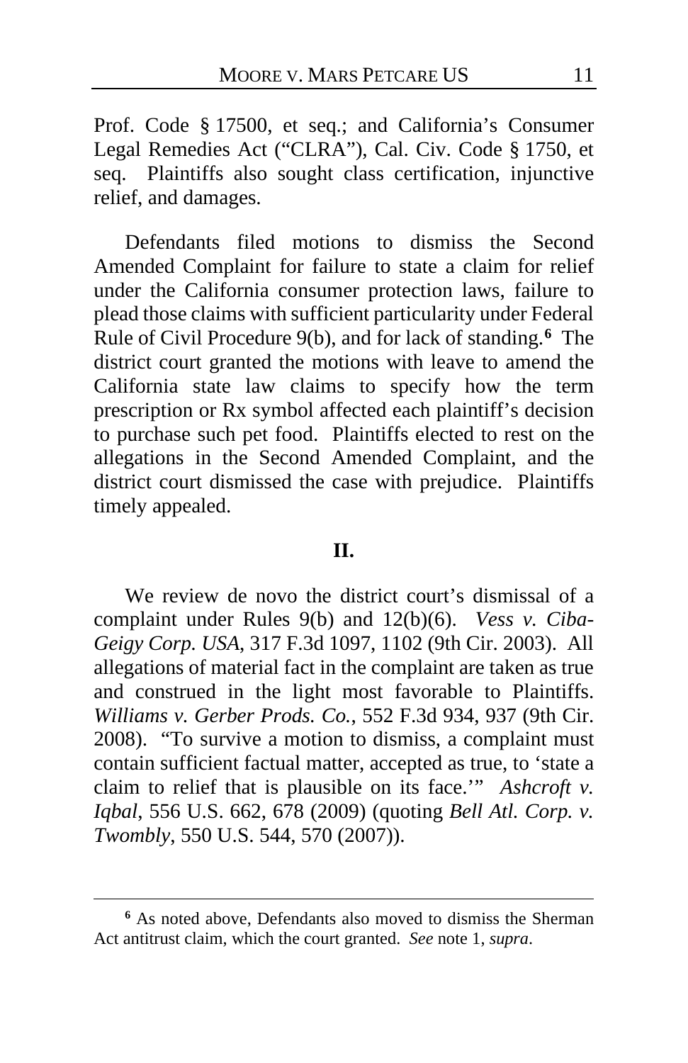Prof. Code § 17500, et seq.; and California's Consumer Legal Remedies Act ("CLRA"), Cal. Civ. Code § 1750, et seq. Plaintiffs also sought class certification, injunctive relief, and damages.

Defendants filed motions to dismiss the Second Amended Complaint for failure to state a claim for relief under the California consumer protection laws, failure to plead those claims with sufficient particularity under Federal Rule of Civil Procedure 9(b), and for lack of standing.[6] The district court granted the motions with leave to amend the California state law claims to specify how the term prescription or Rx symbol affected each plaintiff's decision to purchase such pet food. Plaintiffs elected to rest on the allegations in the Second Amended Complaint, and the district court dismissed the case with prejudice. Plaintiffs timely appealed.

## II.

We review de novo the district court's dismissal of a complaint under Rules 9(b) and 12(b)(6). *Vess v. Ciba-Geigy Corp. USA*, 317 F.3d 1097, 1102 (9th Cir. 2003). All allegations of material fact in the complaint are taken as true and construed in the light most favorable to Plaintiffs. *Williams v. Gerber Prods. Co.*, 552 F.3d 934, 937 (9th Cir. 2008). "To survive a motion to dismiss, a complaint must contain sufficient factual matter, accepted as true, to 'state a claim to relief that is plausible on its face.'" *Ashcroft v. Iqbal*, 556 U.S. 662, 678 (2009) (quoting *Bell Atl. Corp. v. Twombly*, 550 U.S. 544, 570 (2007)).

---

[6] As noted above, Defendants also moved to dismiss the Sherman Act antitrust claim, which the court granted. *See* note 1, *supra*.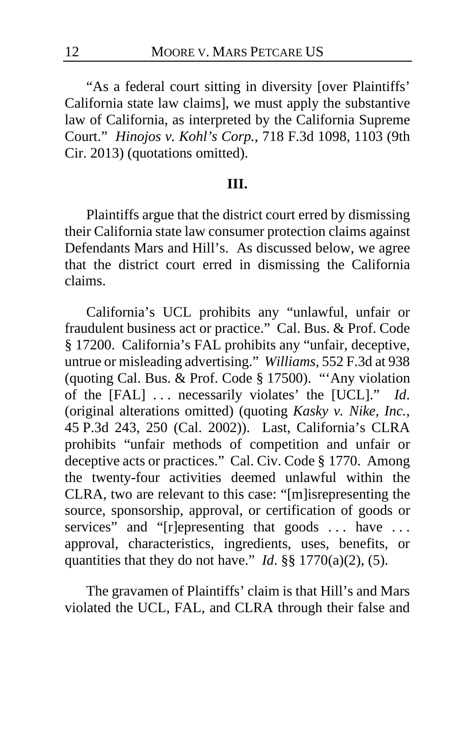"As a federal court sitting in diversity [over Plaintiffs' California state law claims], we must apply the substantive law of California, as interpreted by the California Supreme Court." *Hinojos v. Kohl's Corp.*, 718 F.3d 1098, 1103 (9th Cir. 2013) (quotations omitted).

## III.

Plaintiffs argue that the district court erred by dismissing their California state law consumer protection claims against Defendants Mars and Hill's. As discussed below, we agree that the district court erred in dismissing the California claims.

California's UCL prohibits any "unlawful, unfair or fraudulent business act or practice." Cal. Bus. & Prof. Code § 17200. California's FAL prohibits any "unfair, deceptive, untrue or misleading advertising." *Williams*, 552 F.3d at 938 (quoting Cal. Bus. & Prof. Code § 17500). "'Any violation of the [FAL] . . . necessarily violates' the [UCL]." *Id*. (original alterations omitted) (quoting *Kasky v. Nike, Inc.*, 45 P.3d 243, 250 (Cal. 2002)). Last, California's CLRA prohibits "unfair methods of competition and unfair or deceptive acts or practices." Cal. Civ. Code § 1770. Among the twenty-four activities deemed unlawful within the CLRA, two are relevant to this case: "[m]isrepresenting the source, sponsorship, approval, or certification of goods or services" and "[r]epresenting that goods . . . have . . . approval, characteristics, ingredients, uses, benefits, or quantities that they do not have." *Id*. §§ 1770(a)(2), (5).

The gravamen of Plaintiffs' claim is that Hill's and Mars violated the UCL, FAL, and CLRA through their false and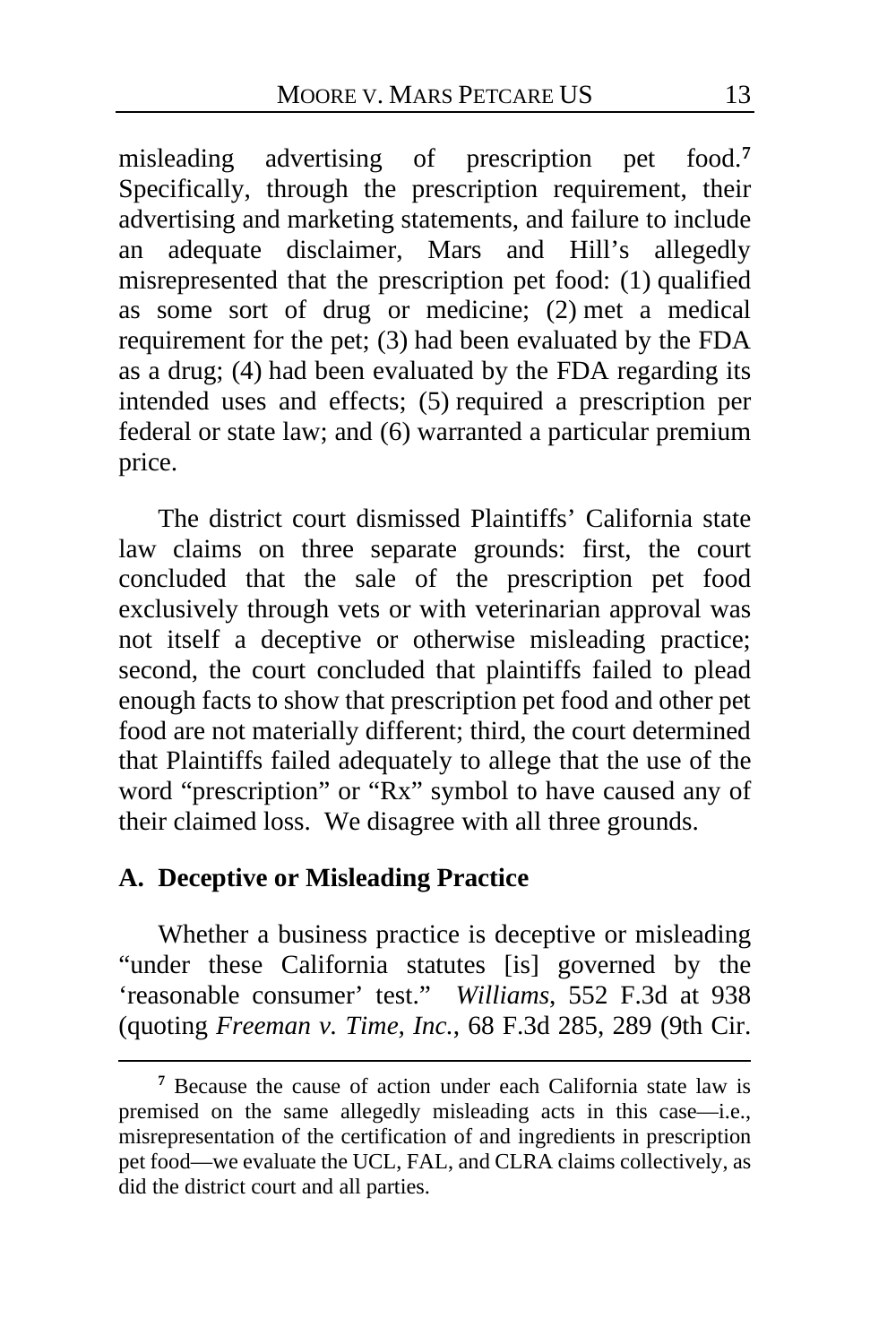misleading advertising of prescription pet food.[7] Specifically, through the prescription requirement, their advertising and marketing statements, and failure to include an adequate disclaimer, Mars and Hill's allegedly misrepresented that the prescription pet food: (1) qualified as some sort of drug or medicine; (2) met a medical requirement for the pet; (3) had been evaluated by the FDA as a drug; (4) had been evaluated by the FDA regarding its intended uses and effects; (5) required a prescription per federal or state law; and (6) warranted a particular premium price.

The district court dismissed Plaintiffs' California state law claims on three separate grounds: first, the court concluded that the sale of the prescription pet food exclusively through vets or with veterinarian approval was not itself a deceptive or otherwise misleading practice; second, the court concluded that plaintiffs failed to plead enough facts to show that prescription pet food and other pet food are not materially different; third, the court determined that Plaintiffs failed adequately to allege that the use of the word "prescription" or "Rx" symbol to have caused any of their claimed loss. We disagree with all three grounds.

### A. Deceptive or Misleading Practice

Whether a business practice is deceptive or misleading "under these California statutes [is] governed by the 'reasonable consumer' test." *Williams*, 552 F.3d at 938 (quoting *Freeman v. Time, Inc.*, 68 F.3d 285, 289 (9th Cir.

---

[7] Because the cause of action under each California state law is premised on the same allegedly misleading acts in this case—i.e., misrepresentation of the certification of and ingredients in prescription pet food—we evaluate the UCL, FAL, and CLRA claims collectively, as did the district court and all parties.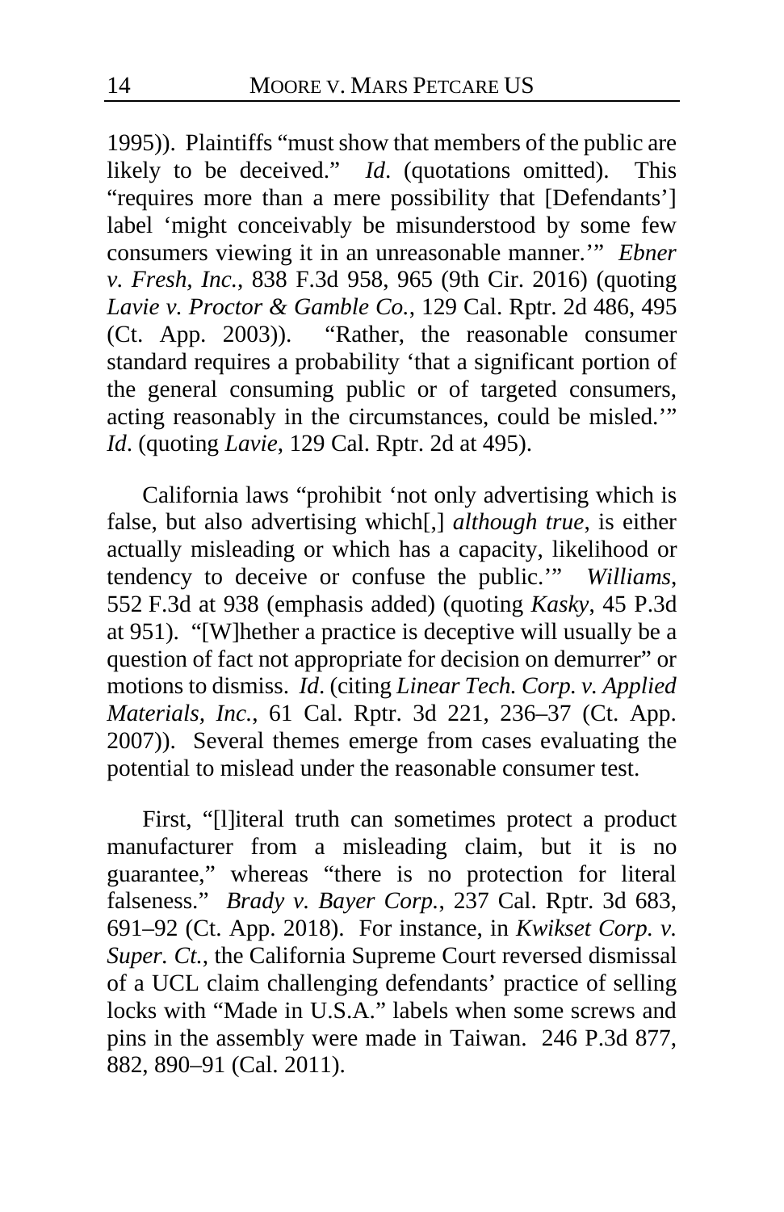1995)). Plaintiffs "must show that members of the public are likely to be deceived." *Id*. (quotations omitted). This "requires more than a mere possibility that [Defendants'] label 'might conceivably be misunderstood by some few consumers viewing it in an unreasonable manner.'" *Ebner v. Fresh, Inc.*, 838 F.3d 958, 965 (9th Cir. 2016) (quoting *Lavie v. Proctor & Gamble Co.*, 129 Cal. Rptr. 2d 486, 495 (Ct. App. 2003)). "Rather, the reasonable consumer standard requires a probability 'that a significant portion of the general consuming public or of targeted consumers, acting reasonably in the circumstances, could be misled.'" *Id*. (quoting *Lavie*, 129 Cal. Rptr. 2d at 495).

California laws "prohibit 'not only advertising which is false, but also advertising which[,] *although true*, is either actually misleading or which has a capacity, likelihood or tendency to deceive or confuse the public.'" *Williams*, 552 F.3d at 938 (emphasis added) (quoting *Kasky*, 45 P.3d at 951). "[W]hether a practice is deceptive will usually be a question of fact not appropriate for decision on demurrer" or motions to dismiss. *Id*. (citing *Linear Tech. Corp. v. Applied Materials, Inc.*, 61 Cal. Rptr. 3d 221, 236–37 (Ct. App. 2007)). Several themes emerge from cases evaluating the potential to mislead under the reasonable consumer test.

First, "[l]iteral truth can sometimes protect a product manufacturer from a misleading claim, but it is no guarantee," whereas "there is no protection for literal falseness." *Brady v. Bayer Corp.*, 237 Cal. Rptr. 3d 683, 691–92 (Ct. App. 2018). For instance, in *Kwikset Corp. v. Super. Ct.*, the California Supreme Court reversed dismissal of a UCL claim challenging defendants' practice of selling locks with "Made in U.S.A." labels when some screws and pins in the assembly were made in Taiwan. 246 P.3d 877, 882, 890–91 (Cal. 2011).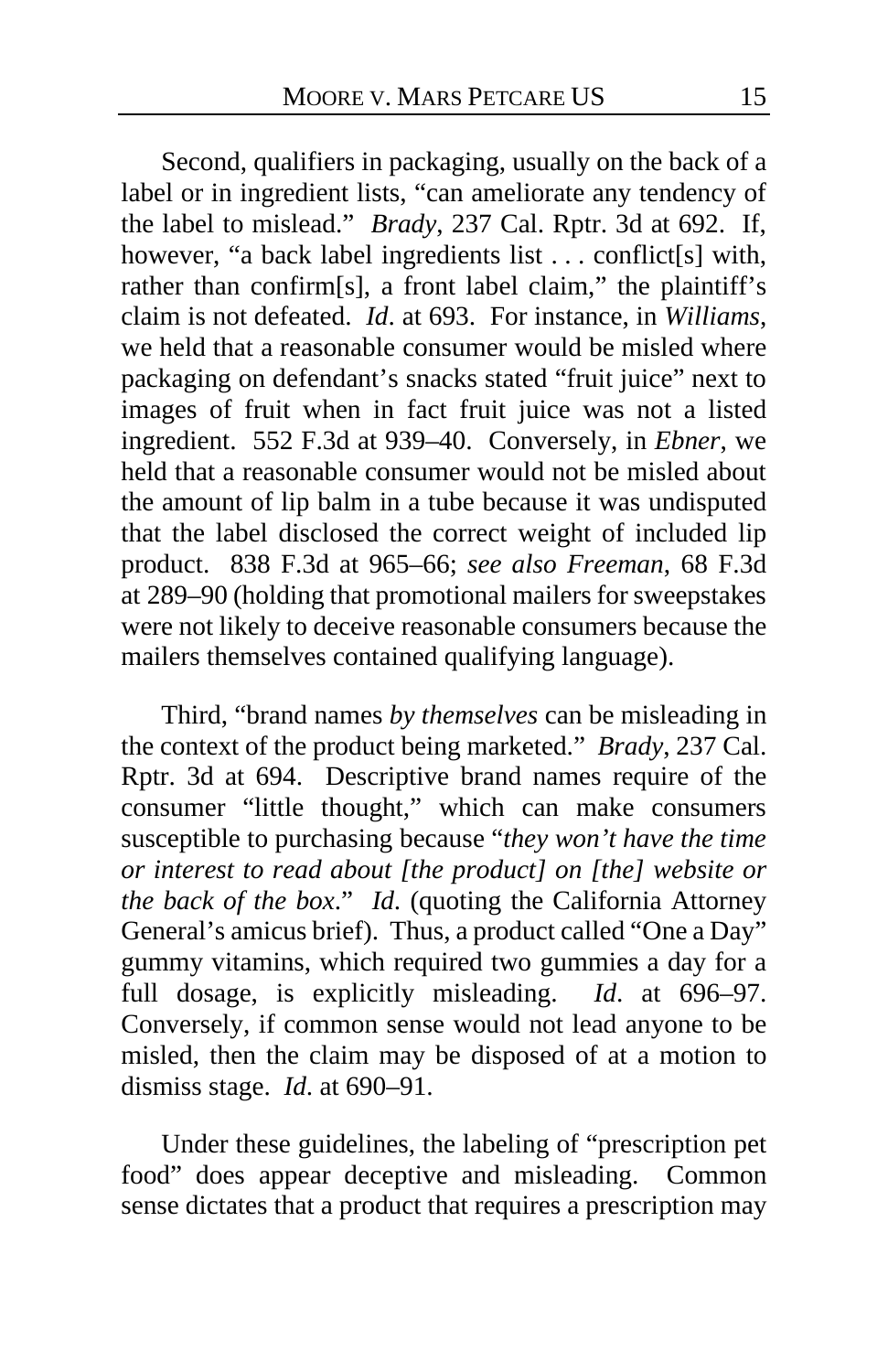Second, qualifiers in packaging, usually on the back of a label or in ingredient lists, "can ameliorate any tendency of the label to mislead." *Brady*, 237 Cal. Rptr. 3d at 692. If, however, "a back label ingredients list . . . conflict[s] with, rather than confirm[s], a front label claim," the plaintiff's claim is not defeated. *Id*. at 693. For instance, in *Williams*, we held that a reasonable consumer would be misled where packaging on defendant's snacks stated "fruit juice" next to images of fruit when in fact fruit juice was not a listed ingredient. 552 F.3d at 939–40. Conversely, in *Ebner*, we held that a reasonable consumer would not be misled about the amount of lip balm in a tube because it was undisputed that the label disclosed the correct weight of included lip product. 838 F.3d at 965–66; *see also Freeman*, 68 F.3d at 289–90 (holding that promotional mailers for sweepstakes were not likely to deceive reasonable consumers because the mailers themselves contained qualifying language).

Third, "brand names *by themselves* can be misleading in the context of the product being marketed." *Brady*, 237 Cal. Rptr. 3d at 694. Descriptive brand names require of the consumer "little thought," which can make consumers susceptible to purchasing because "*they won't have the time or interest to read about [the product] on [the] website or the back of the box*." *Id*. (quoting the California Attorney General's amicus brief). Thus, a product called "One a Day" gummy vitamins, which required two gummies a day for a full dosage, is explicitly misleading. *Id*. at 696–97. Conversely, if common sense would not lead anyone to be misled, then the claim may be disposed of at a motion to dismiss stage. *Id*. at 690–91.

Under these guidelines, the labeling of "prescription pet food" does appear deceptive and misleading. Common sense dictates that a product that requires a prescription may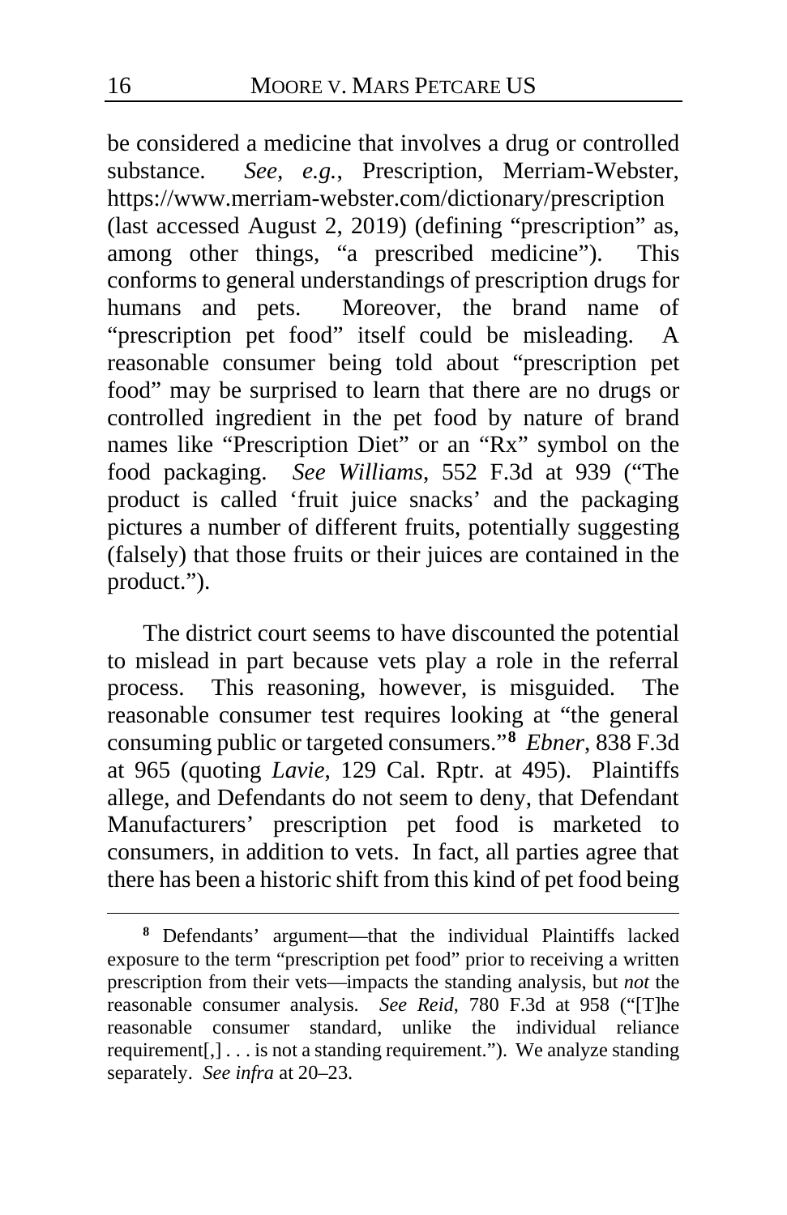be considered a medicine that involves a drug or controlled substance. *See, e.g.*, Prescription, Merriam-Webster, https://www.merriam-webster.com/dictionary/prescription (last accessed August 2, 2019) (defining "prescription" as, among other things, "a prescribed medicine"). This conforms to general understandings of prescription drugs for humans and pets. Moreover, the brand name of "prescription pet food" itself could be misleading. A reasonable consumer being told about "prescription pet food" may be surprised to learn that there are no drugs or controlled ingredient in the pet food by nature of brand names like "Prescription Diet" or an "Rx" symbol on the food packaging. *See Williams*, 552 F.3d at 939 ("The product is called 'fruit juice snacks' and the packaging pictures a number of different fruits, potentially suggesting (falsely) that those fruits or their juices are contained in the product.").

The district court seems to have discounted the potential to mislead in part because vets play a role in the referral process. This reasoning, however, is misguided. The reasonable consumer test requires looking at "the general consuming public or targeted consumers."[8] *Ebner*, 838 F.3d at 965 (quoting *Lavie*, 129 Cal. Rptr. at 495). Plaintiffs allege, and Defendants do not seem to deny, that Defendant Manufacturers' prescription pet food is marketed to consumers, in addition to vets. In fact, all parties agree that there has been a historic shift from this kind of pet food being

[8] Defendants' argument—that the individual Plaintiffs lacked exposure to the term "prescription pet food" prior to receiving a written prescription from their vets—impacts the standing analysis, but *not* the reasonable consumer analysis. *See Reid*, 780 F.3d at 958 ("[T]he reasonable consumer standard, unlike the individual reliance requirement[,] . . . is not a standing requirement."). We analyze standing separately. *See infra* at 20–23.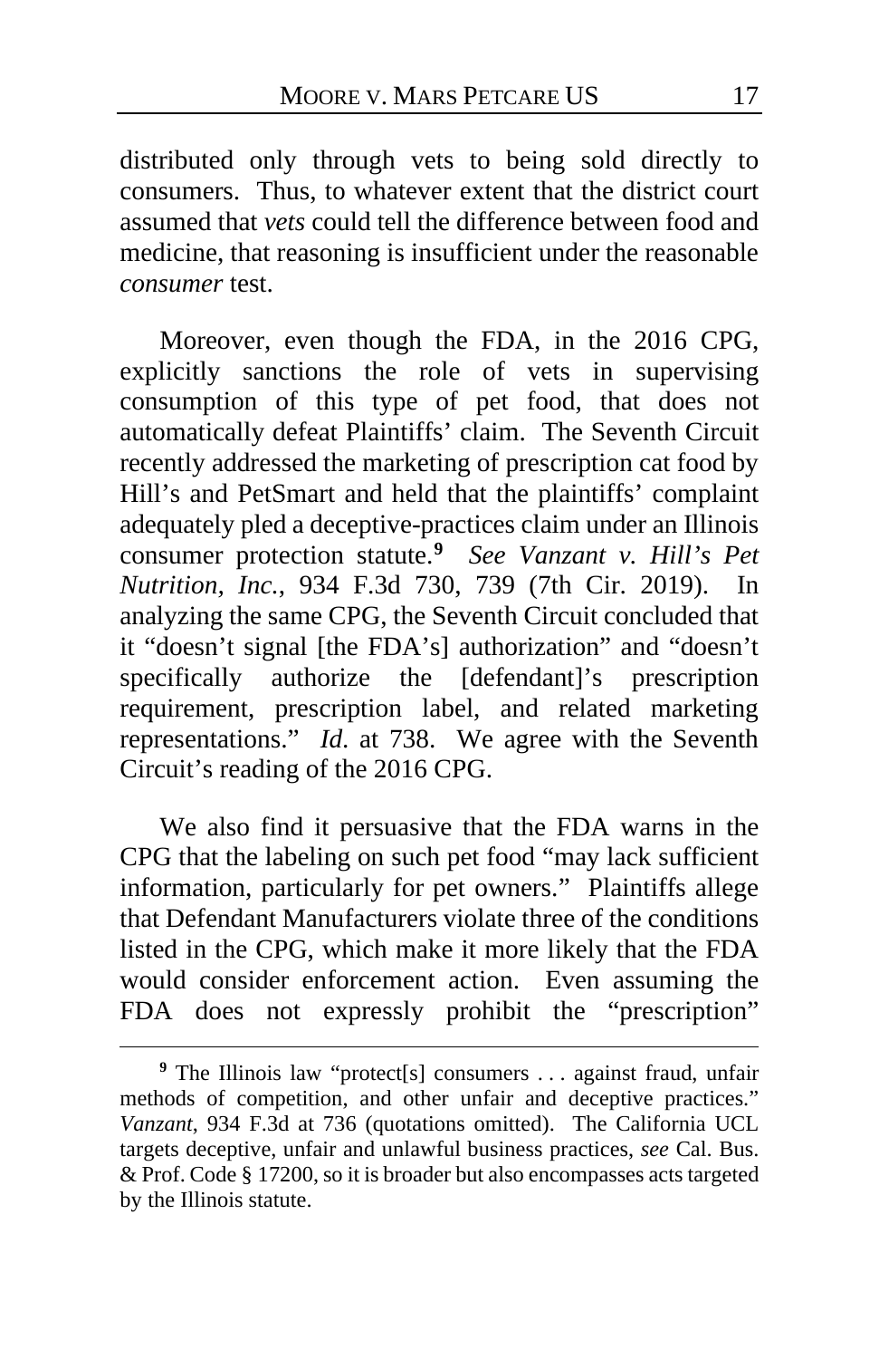distributed only through vets to being sold directly to consumers. Thus, to whatever extent that the district court assumed that *vets* could tell the difference between food and medicine, that reasoning is insufficient under the reasonable *consumer* test.

Moreover, even though the FDA, in the 2016 CPG, explicitly sanctions the role of vets in supervising consumption of this type of pet food, that does not automatically defeat Plaintiffs' claim. The Seventh Circuit recently addressed the marketing of prescription cat food by Hill's and PetSmart and held that the plaintiffs' complaint adequately pled a deceptive-practices claim under an Illinois consumer protection statute.[9] *See Vanzant v. Hill's Pet Nutrition, Inc.*, 934 F.3d 730, 739 (7th Cir. 2019). In analyzing the same CPG, the Seventh Circuit concluded that it "doesn't signal [the FDA's] authorization" and "doesn't specifically authorize the [defendant]'s prescription requirement, prescription label, and related marketing representations." *Id.* at 738. We agree with the Seventh Circuit's reading of the 2016 CPG.

We also find it persuasive that the FDA warns in the CPG that the labeling on such pet food "may lack sufficient information, particularly for pet owners." Plaintiffs allege that Defendant Manufacturers violate three of the conditions listed in the CPG, which make it more likely that the FDA would consider enforcement action. Even assuming the FDA does not expressly prohibit the "prescription"

[9] The Illinois law "protect[s] consumers . . . against fraud, unfair methods of competition, and other unfair and deceptive practices." *Vanzant*, 934 F.3d at 736 (quotations omitted). The California UCL targets deceptive, unfair and unlawful business practices, *see* Cal. Bus. & Prof. Code § 17200, so it is broader but also encompasses acts targeted by the Illinois statute.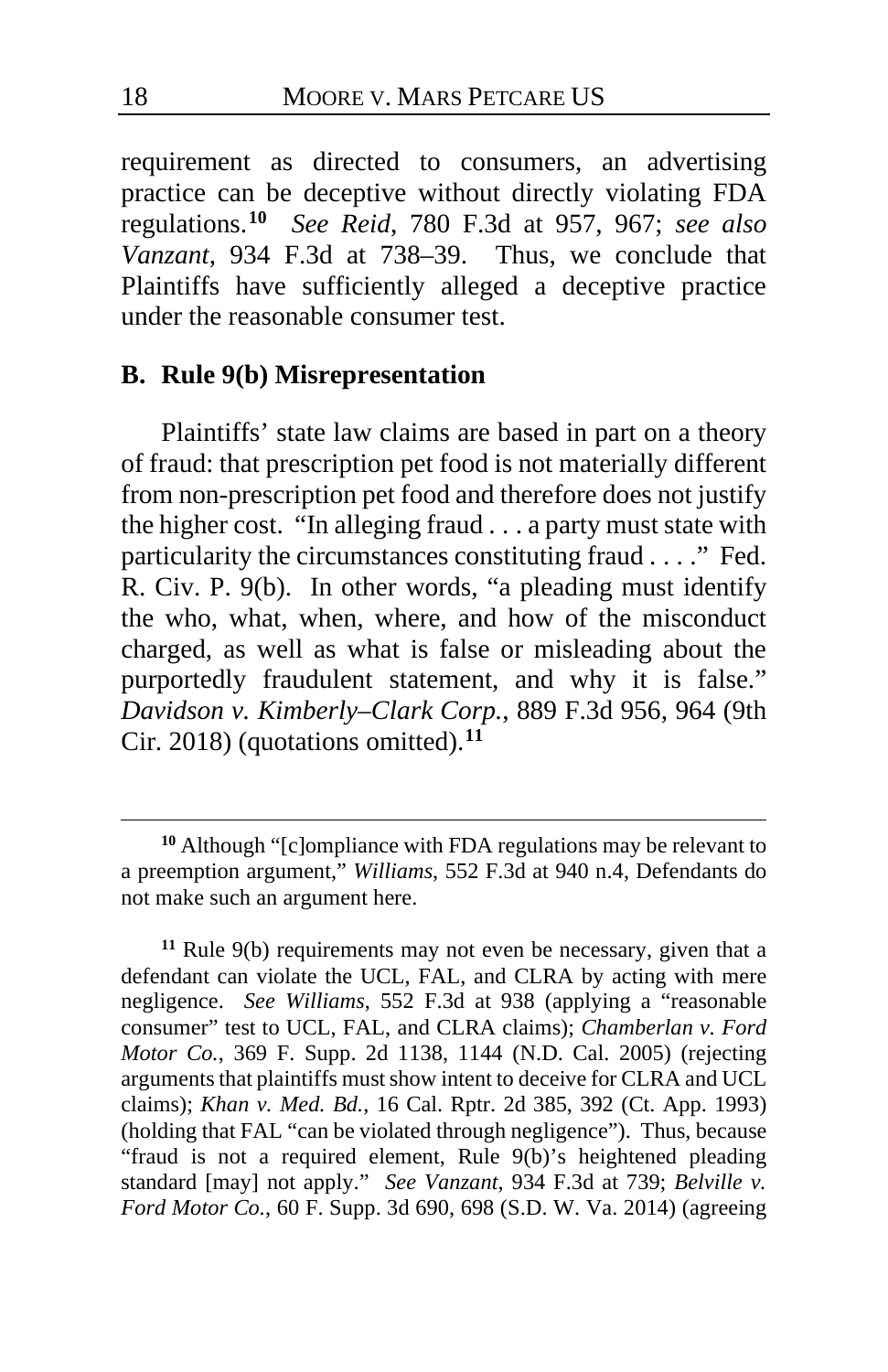requirement as directed to consumers, an advertising practice can be deceptive without directly violating FDA regulations.[10] *See Reid*, 780 F.3d at 957, 967; *see also Vanzant*, 934 F.3d at 738–39. Thus, we conclude that Plaintiffs have sufficiently alleged a deceptive practice under the reasonable consumer test.

### B. Rule 9(b) Misrepresentation

Plaintiffs' state law claims are based in part on a theory of fraud: that prescription pet food is not materially different from non-prescription pet food and therefore does not justify the higher cost. "In alleging fraud . . . a party must state with particularity the circumstances constituting fraud . . . ." Fed. R. Civ. P. 9(b). In other words, "a pleading must identify the who, what, when, where, and how of the misconduct charged, as well as what is false or misleading about the purportedly fraudulent statement, and why it is false." *Davidson v. Kimberly–Clark Corp.*, 889 F.3d 956, 964 (9th Cir. 2018) (quotations omitted).[11]

---

[10] Although "[c]ompliance with FDA regulations may be relevant to a preemption argument," *Williams*, 552 F.3d at 940 n.4, Defendants do not make such an argument here.

[11] Rule 9(b) requirements may not even be necessary, given that a defendant can violate the UCL, FAL, and CLRA by acting with mere negligence. *See Williams*, 552 F.3d at 938 (applying a "reasonable consumer" test to UCL, FAL, and CLRA claims); *Chamberlan v. Ford Motor Co.*, 369 F. Supp. 2d 1138, 1144 (N.D. Cal. 2005) (rejecting arguments that plaintiffs must show intent to deceive for CLRA and UCL claims); *Khan v. Med. Bd.*, 16 Cal. Rptr. 2d 385, 392 (Ct. App. 1993) (holding that FAL "can be violated through negligence"). Thus, because "fraud is not a required element, Rule 9(b)'s heightened pleading standard [may] not apply." *See Vanzant*, 934 F.3d at 739; *Belville v. Ford Motor Co.*, 60 F. Supp. 3d 690, 698 (S.D. W. Va. 2014) (agreeing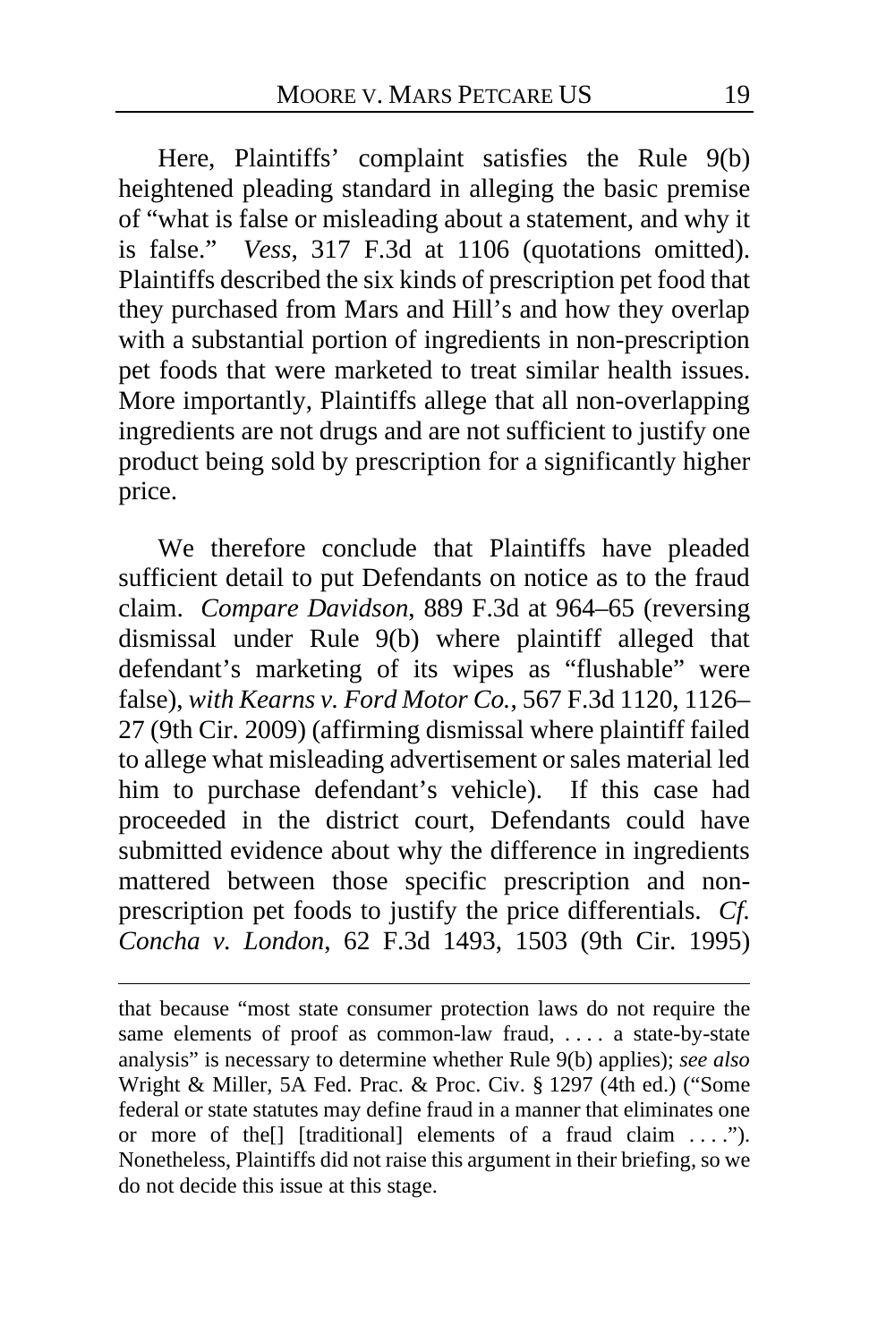Here, Plaintiffs' complaint satisfies the Rule 9(b) heightened pleading standard in alleging the basic premise of "what is false or misleading about a statement, and why it is false." *Vess*, 317 F.3d at 1106 (quotations omitted). Plaintiffs described the six kinds of prescription pet food that they purchased from Mars and Hill's and how they overlap with a substantial portion of ingredients in non-prescription pet foods that were marketed to treat similar health issues. More importantly, Plaintiffs allege that all non-overlapping ingredients are not drugs and are not sufficient to justify one product being sold by prescription for a significantly higher price.

We therefore conclude that Plaintiffs have pleaded sufficient detail to put Defendants on notice as to the fraud claim. *Compare Davidson*, 889 F.3d at 964–65 (reversing dismissal under Rule 9(b) where plaintiff alleged that defendant's marketing of its wipes as "flushable" were false), *with Kearns v. Ford Motor Co.*, 567 F.3d 1120, 1126–27 (9th Cir. 2009) (affirming dismissal where plaintiff failed to allege what misleading advertisement or sales material led him to purchase defendant's vehicle). If this case had proceeded in the district court, Defendants could have submitted evidence about why the difference in ingredients mattered between those specific prescription and non-prescription pet foods to justify the price differentials. *Cf. Concha v. London*, 62 F.3d 1493, 1503 (9th Cir. 1995)

---

that because "most state consumer protection laws do not require the same elements of proof as common-law fraud, . . . . a state-by-state analysis" is necessary to determine whether Rule 9(b) applies); *see also* Wright & Miller, 5A Fed. Prac. & Proc. Civ. § 1297 (4th ed.) ("Some federal or state statutes may define fraud in a manner that eliminates one or more of the[] [traditional] elements of a fraud claim . . . ."). Nonetheless, Plaintiffs did not raise this argument in their briefing, so we do not decide this issue at this stage.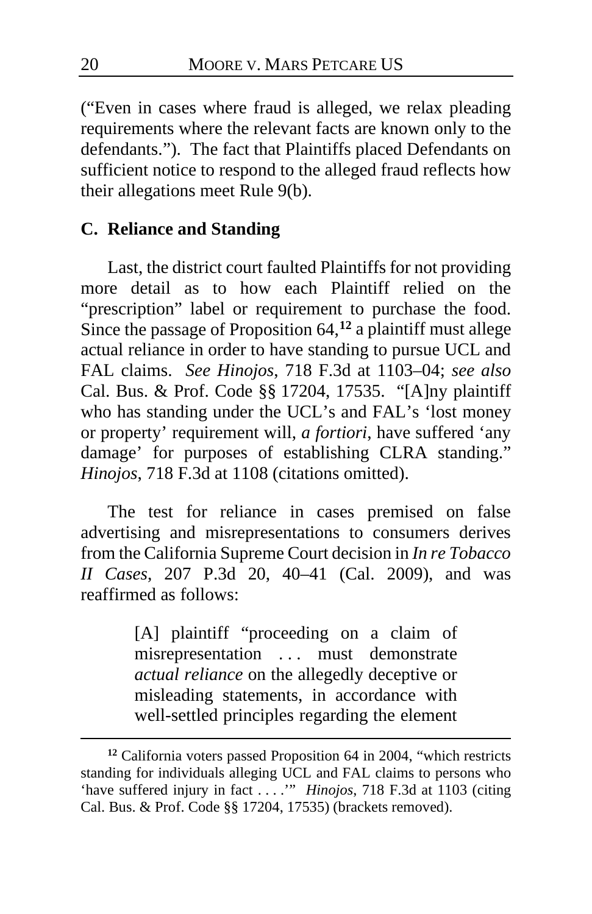("Even in cases where fraud is alleged, we relax pleading requirements where the relevant facts are known only to the defendants."). The fact that Plaintiffs placed Defendants on sufficient notice to respond to the alleged fraud reflects how their allegations meet Rule 9(b).

### C. Reliance and Standing

Last, the district court faulted Plaintiffs for not providing more detail as to how each Plaintiff relied on the "prescription" label or requirement to purchase the food. Since the passage of Proposition 64,[12] a plaintiff must allege actual reliance in order to have standing to pursue UCL and FAL claims. *See Hinojos*, 718 F.3d at 1103–04; *see also* Cal. Bus. & Prof. Code §§ 17204, 17535. "[A]ny plaintiff who has standing under the UCL's and FAL's 'lost money or property' requirement will, *a fortiori*, have suffered 'any damage' for purposes of establishing CLRA standing." *Hinojos*, 718 F.3d at 1108 (citations omitted).

The test for reliance in cases premised on false advertising and misrepresentations to consumers derives from the California Supreme Court decision in *In re Tobacco II Cases*, 207 P.3d 20, 40–41 (Cal. 2009), and was reaffirmed as follows:

> [A] plaintiff "proceeding on a claim of misrepresentation . . . must demonstrate *actual reliance* on the allegedly deceptive or misleading statements, in accordance with well-settled principles regarding the element

[12] California voters passed Proposition 64 in 2004, "which restricts standing for individuals alleging UCL and FAL claims to persons who 'have suffered injury in fact . . . .'" *Hinojos*, 718 F.3d at 1103 (citing Cal. Bus. & Prof. Code §§ 17204, 17535) (brackets removed).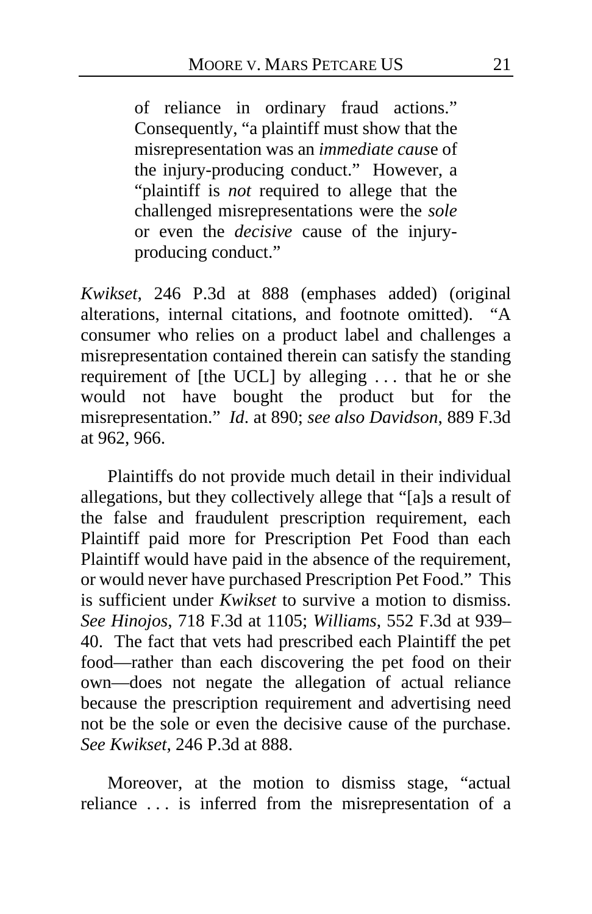> of reliance in ordinary fraud actions." Consequently, "a plaintiff must show that the misrepresentation was an *immediate caus*e of the injury-producing conduct." However, a "plaintiff is *not* required to allege that the challenged misrepresentations were the *sole* or even the *decisive* cause of the injury-producing conduct."

*Kwikset*, 246 P.3d at 888 (emphases added) (original alterations, internal citations, and footnote omitted). "A consumer who relies on a product label and challenges a misrepresentation contained therein can satisfy the standing requirement of [the UCL] by alleging . . . that he or she would not have bought the product but for the misrepresentation." *Id*. at 890; *see also Davidson*, 889 F.3d at 962, 966.

Plaintiffs do not provide much detail in their individual allegations, but they collectively allege that "[a]s a result of the false and fraudulent prescription requirement, each Plaintiff paid more for Prescription Pet Food than each Plaintiff would have paid in the absence of the requirement, or would never have purchased Prescription Pet Food." This is sufficient under *Kwikset* to survive a motion to dismiss. *See Hinojos*, 718 F.3d at 1105; *Williams*, 552 F.3d at 939–40. The fact that vets had prescribed each Plaintiff the pet food—rather than each discovering the pet food on their own—does not negate the allegation of actual reliance because the prescription requirement and advertising need not be the sole or even the decisive cause of the purchase. *See Kwikset*, 246 P.3d at 888.

Moreover, at the motion to dismiss stage, "actual reliance . . . is inferred from the misrepresentation of a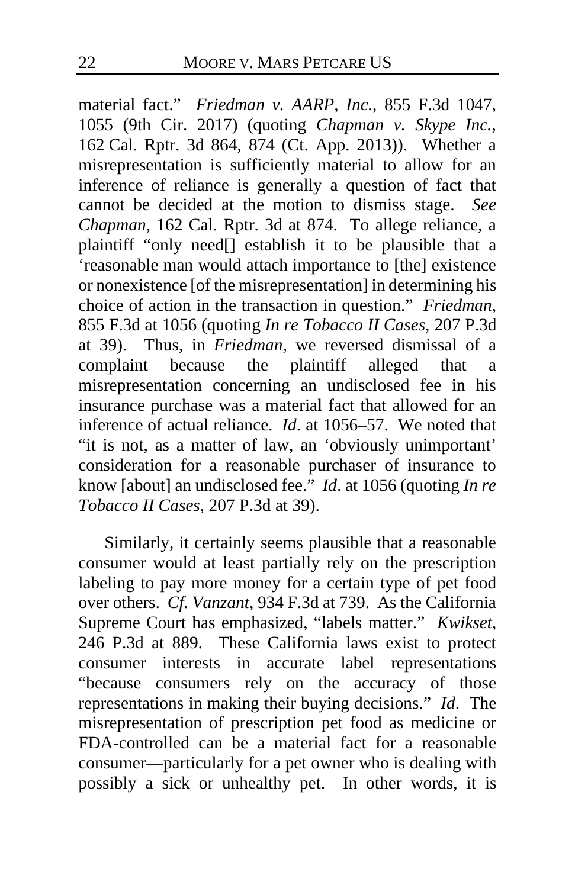material fact." *Friedman v. AARP, Inc.*, 855 F.3d 1047, 1055 (9th Cir. 2017) (quoting *Chapman v. Skype Inc.*, 162 Cal. Rptr. 3d 864, 874 (Ct. App. 2013)). Whether a misrepresentation is sufficiently material to allow for an inference of reliance is generally a question of fact that cannot be decided at the motion to dismiss stage. *See Chapman*, 162 Cal. Rptr. 3d at 874. To allege reliance, a plaintiff "only need[] establish it to be plausible that a 'reasonable man would attach importance to [the] existence or nonexistence [of the misrepresentation] in determining his choice of action in the transaction in question." *Friedman*, 855 F.3d at 1056 (quoting *In re Tobacco II Cases*, 207 P.3d at 39). Thus, in *Friedman*, we reversed dismissal of a complaint because the plaintiff alleged that a misrepresentation concerning an undisclosed fee in his insurance purchase was a material fact that allowed for an inference of actual reliance. *Id*. at 1056–57. We noted that "it is not, as a matter of law, an 'obviously unimportant' consideration for a reasonable purchaser of insurance to know [about] an undisclosed fee." *Id*. at 1056 (quoting *In re Tobacco II Cases*, 207 P.3d at 39).

Similarly, it certainly seems plausible that a reasonable consumer would at least partially rely on the prescription labeling to pay more money for a certain type of pet food over others. *Cf. Vanzant*, 934 F.3d at 739. As the California Supreme Court has emphasized, "labels matter." *Kwikset*, 246 P.3d at 889. These California laws exist to protect consumer interests in accurate label representations "because consumers rely on the accuracy of those representations in making their buying decisions." *Id*. The misrepresentation of prescription pet food as medicine or FDA-controlled can be a material fact for a reasonable consumer—particularly for a pet owner who is dealing with possibly a sick or unhealthy pet. In other words, it is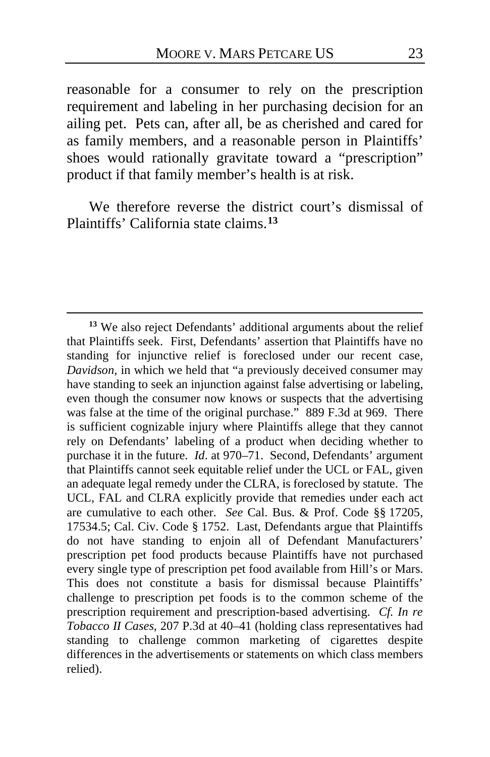reasonable for a consumer to rely on the prescription requirement and labeling in her purchasing decision for an ailing pet. Pets can, after all, be as cherished and cared for as family members, and a reasonable person in Plaintiffs' shoes would rationally gravitate toward a "prescription" product if that family member's health is at risk.

We therefore reverse the district court's dismissal of Plaintiffs' California state claims.[13]

---

[13] We also reject Defendants' additional arguments about the relief that Plaintiffs seek. First, Defendants' assertion that Plaintiffs have no standing for injunctive relief is foreclosed under our recent case, *Davidson*, in which we held that "a previously deceived consumer may have standing to seek an injunction against false advertising or labeling, even though the consumer now knows or suspects that the advertising was false at the time of the original purchase." 889 F.3d at 969. There is sufficient cognizable injury where Plaintiffs allege that they cannot rely on Defendants' labeling of a product when deciding whether to purchase it in the future. *Id*. at 970–71. Second, Defendants' argument that Plaintiffs cannot seek equitable relief under the UCL or FAL, given an adequate legal remedy under the CLRA, is foreclosed by statute. The UCL, FAL and CLRA explicitly provide that remedies under each act are cumulative to each other. *See* Cal. Bus. & Prof. Code §§ 17205, 17534.5; Cal. Civ. Code § 1752. Last, Defendants argue that Plaintiffs do not have standing to enjoin all of Defendant Manufacturers' prescription pet food products because Plaintiffs have not purchased every single type of prescription pet food available from Hill's or Mars. This does not constitute a basis for dismissal because Plaintiffs' challenge to prescription pet foods is to the common scheme of the prescription requirement and prescription-based advertising. *Cf. In re Tobacco II Cases*, 207 P.3d at 40–41 (holding class representatives had standing to challenge common marketing of cigarettes despite differences in the advertisements or statements on which class members relied).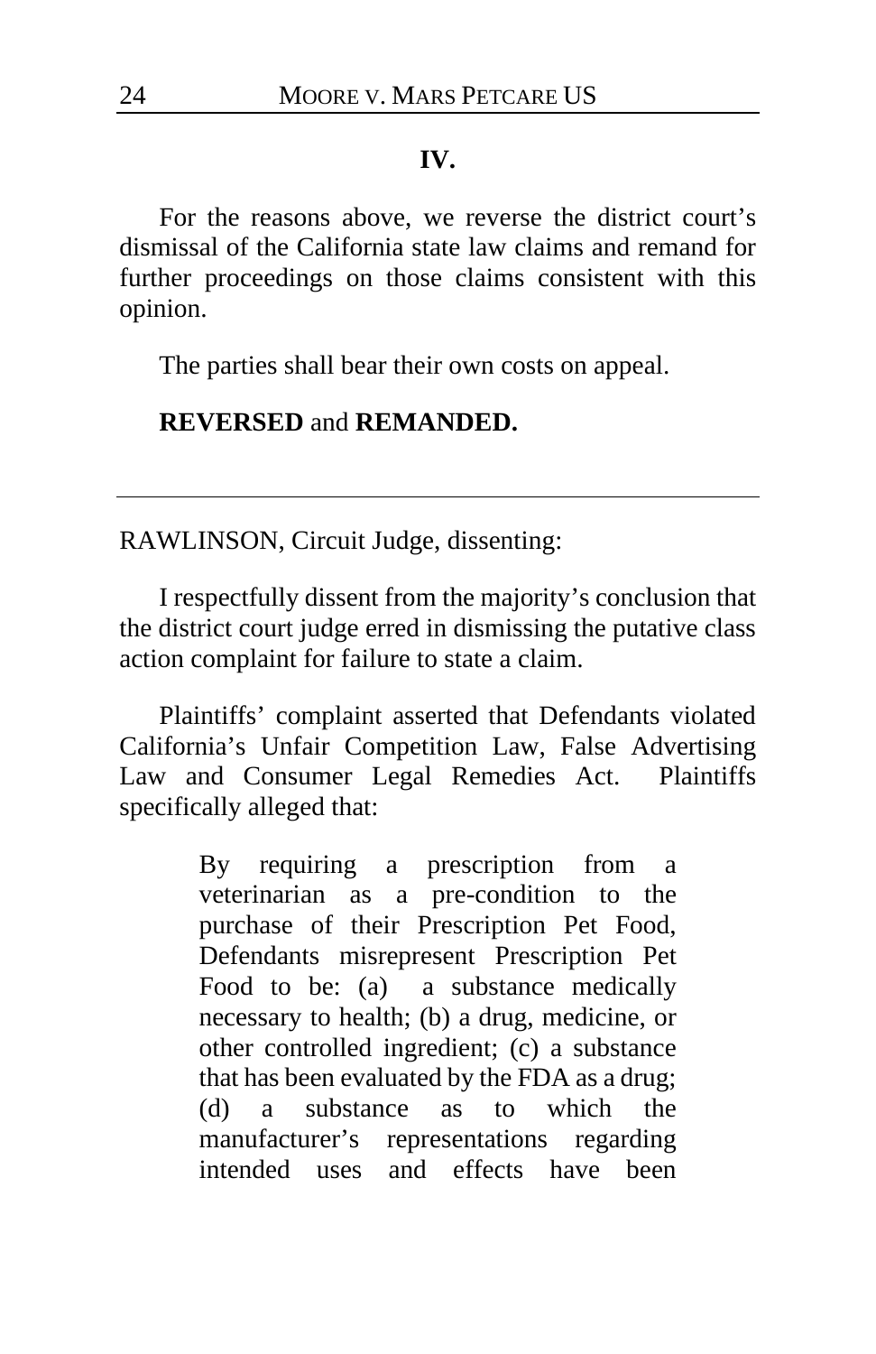## IV.

For the reasons above, we reverse the district court's dismissal of the California state law claims and remand for further proceedings on those claims consistent with this opinion.

The parties shall bear their own costs on appeal.

**REVERSED** and **REMANDED.**

---

RAWLINSON, Circuit Judge, dissenting:

I respectfully dissent from the majority's conclusion that the district court judge erred in dismissing the putative class action complaint for failure to state a claim.

Plaintiffs' complaint asserted that Defendants violated California's Unfair Competition Law, False Advertising Law and Consumer Legal Remedies Act. Plaintiffs specifically alleged that:

> By requiring a prescription from a veterinarian as a pre-condition to the purchase of their Prescription Pet Food, Defendants misrepresent Prescription Pet Food to be: (a) a substance medically necessary to health; (b) a drug, medicine, or other controlled ingredient; (c) a substance that has been evaluated by the FDA as a drug; (d) a substance as to which the manufacturer's representations regarding intended uses and effects have been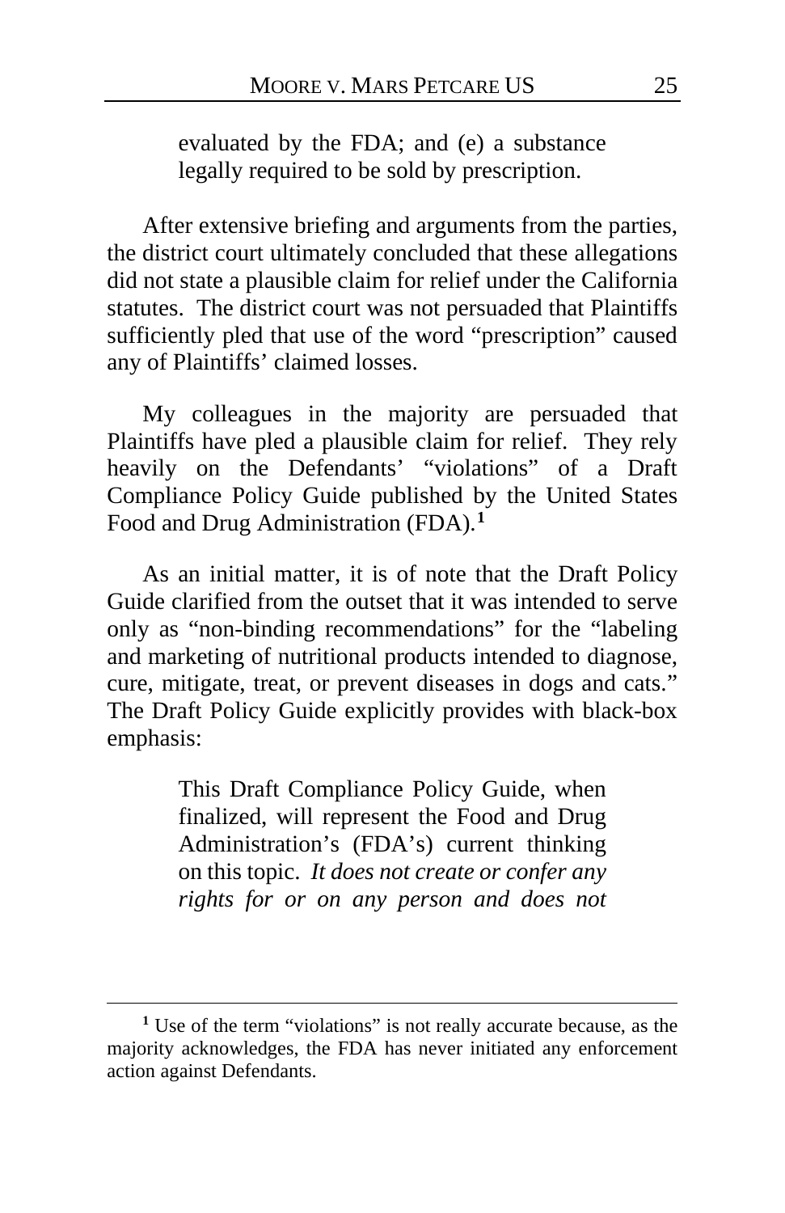> evaluated by the FDA; and (e) a substance legally required to be sold by prescription.

After extensive briefing and arguments from the parties, the district court ultimately concluded that these allegations did not state a plausible claim for relief under the California statutes. The district court was not persuaded that Plaintiffs sufficiently pled that use of the word "prescription" caused any of Plaintiffs' claimed losses.

My colleagues in the majority are persuaded that Plaintiffs have pled a plausible claim for relief. They rely heavily on the Defendants' "violations" of a Draft Compliance Policy Guide published by the United States Food and Drug Administration (FDA).[1]

As an initial matter, it is of note that the Draft Policy Guide clarified from the outset that it was intended to serve only as "non-binding recommendations" for the "labeling and marketing of nutritional products intended to diagnose, cure, mitigate, treat, or prevent diseases in dogs and cats." The Draft Policy Guide explicitly provides with black-box emphasis:

> This Draft Compliance Policy Guide, when finalized, will represent the Food and Drug Administration's (FDA's) current thinking on this topic. *It does not create or confer any rights for or on any person and does not*

---

[1] Use of the term "violations" is not really accurate because, as the majority acknowledges, the FDA has never initiated any enforcement action against Defendants.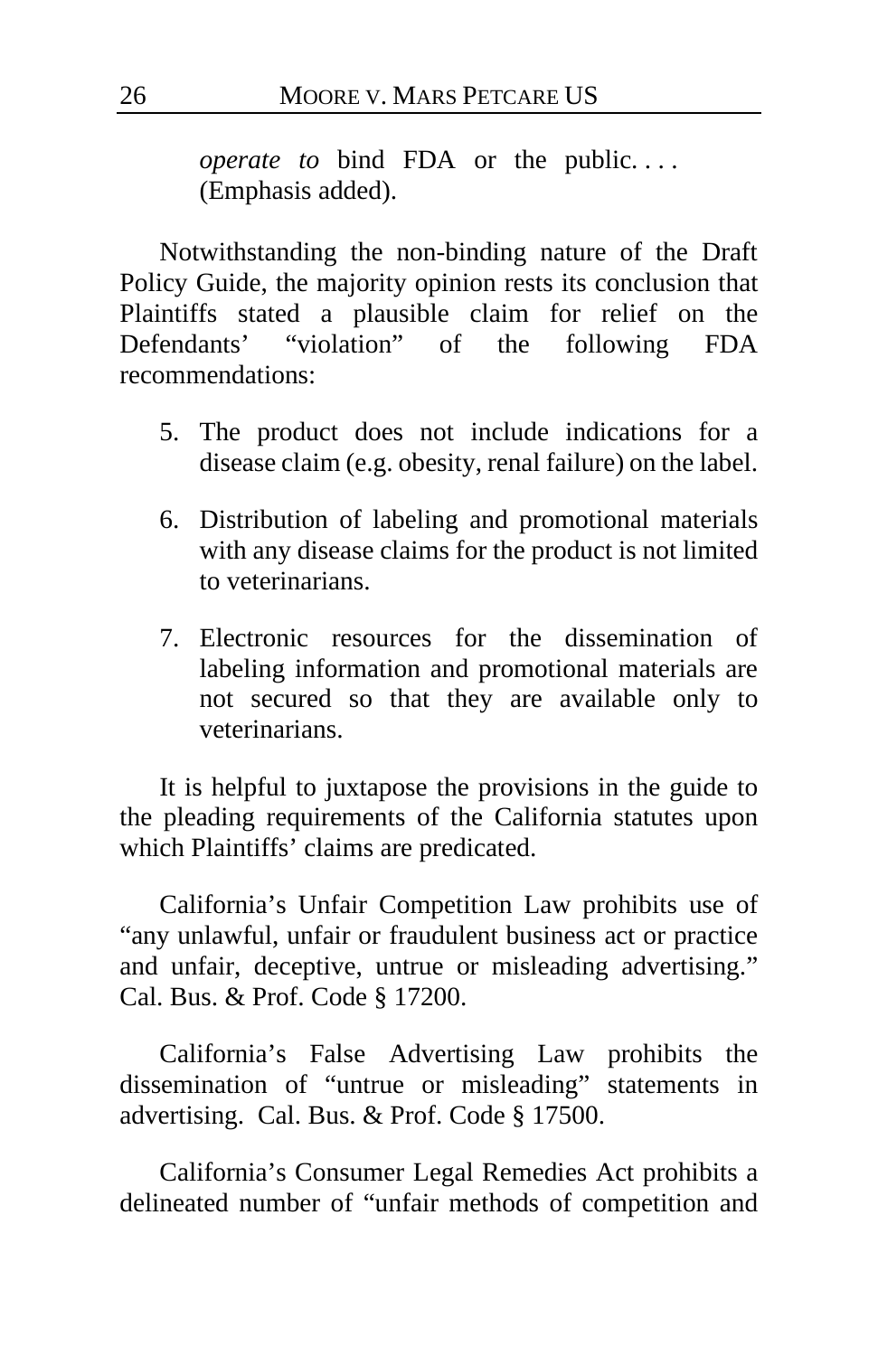> *operate to* bind FDA or the public. . . . (Emphasis added).

Notwithstanding the non-binding nature of the Draft Policy Guide, the majority opinion rests its conclusion that Plaintiffs stated a plausible claim for relief on the Defendants' "violation" of the following FDA recommendations:

> 5. The product does not include indications for a disease claim (e.g. obesity, renal failure) on the label.
>
> 6. Distribution of labeling and promotional materials with any disease claims for the product is not limited to veterinarians.
>
> 7. Electronic resources for the dissemination of labeling information and promotional materials are not secured so that they are available only to veterinarians.

It is helpful to juxtapose the provisions in the guide to the pleading requirements of the California statutes upon which Plaintiffs' claims are predicated.

California's Unfair Competition Law prohibits use of "any unlawful, unfair or fraudulent business act or practice and unfair, deceptive, untrue or misleading advertising." Cal. Bus. & Prof. Code § 17200.

California's False Advertising Law prohibits the dissemination of "untrue or misleading" statements in advertising. Cal. Bus. & Prof. Code § 17500.

California's Consumer Legal Remedies Act prohibits a delineated number of "unfair methods of competition and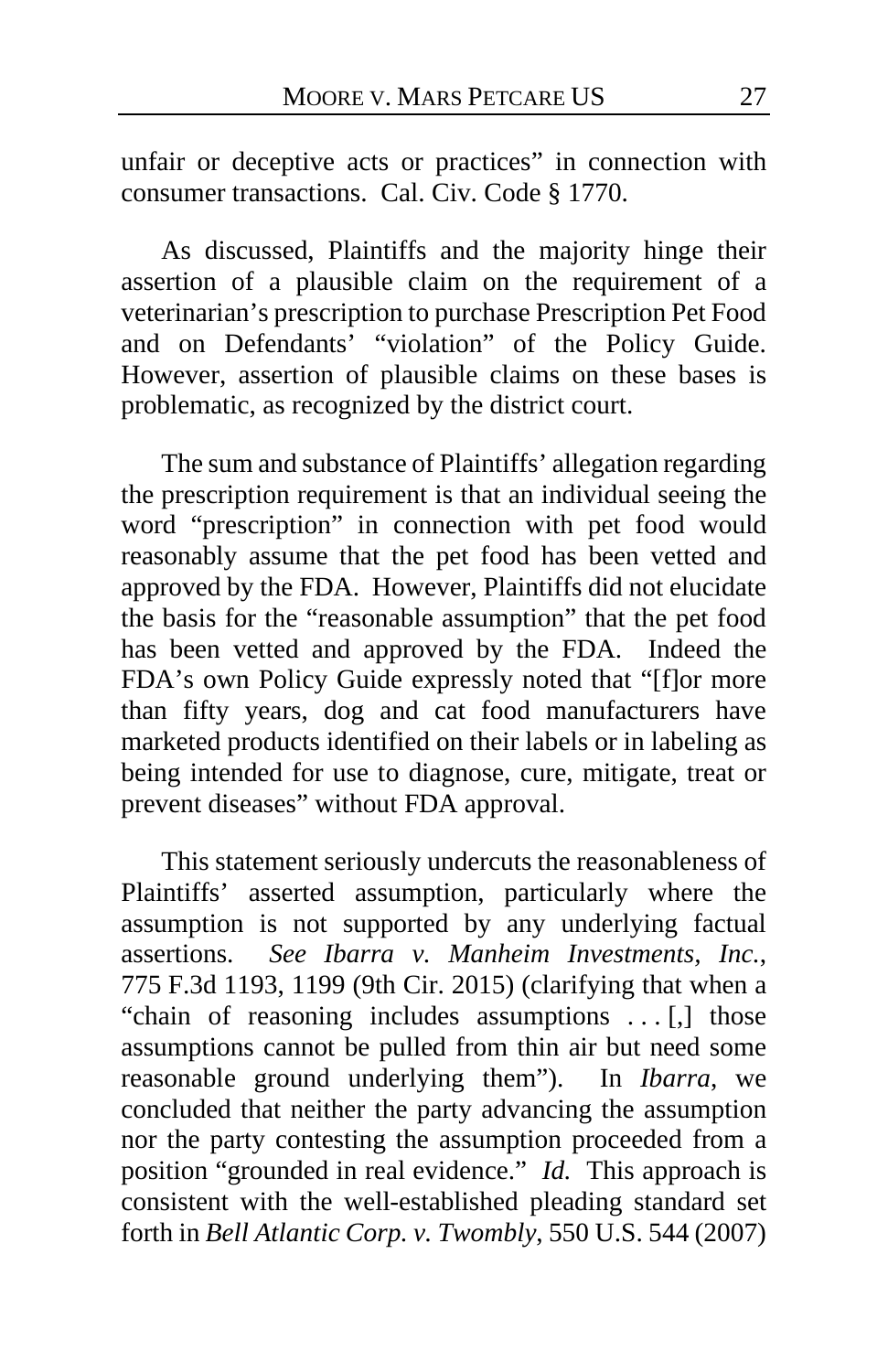unfair or deceptive acts or practices" in connection with consumer transactions. Cal. Civ. Code § 1770.

As discussed, Plaintiffs and the majority hinge their assertion of a plausible claim on the requirement of a veterinarian's prescription to purchase Prescription Pet Food and on Defendants' "violation" of the Policy Guide. However, assertion of plausible claims on these bases is problematic, as recognized by the district court.

The sum and substance of Plaintiffs' allegation regarding the prescription requirement is that an individual seeing the word "prescription" in connection with pet food would reasonably assume that the pet food has been vetted and approved by the FDA. However, Plaintiffs did not elucidate the basis for the "reasonable assumption" that the pet food has been vetted and approved by the FDA. Indeed the FDA's own Policy Guide expressly noted that "[f]or more than fifty years, dog and cat food manufacturers have marketed products identified on their labels or in labeling as being intended for use to diagnose, cure, mitigate, treat or prevent diseases" without FDA approval.

This statement seriously undercuts the reasonableness of Plaintiffs' asserted assumption, particularly where the assumption is not supported by any underlying factual assertions. *See Ibarra v. Manheim Investments, Inc.*, 775 F.3d 1193, 1199 (9th Cir. 2015) (clarifying that when a "chain of reasoning includes assumptions . . . [,] those assumptions cannot be pulled from thin air but need some reasonable ground underlying them"). In *Ibarra*, we concluded that neither the party advancing the assumption nor the party contesting the assumption proceeded from a position "grounded in real evidence." *Id.* This approach is consistent with the well-established pleading standard set forth in *Bell Atlantic Corp. v. Twombly*, 550 U.S. 544 (2007)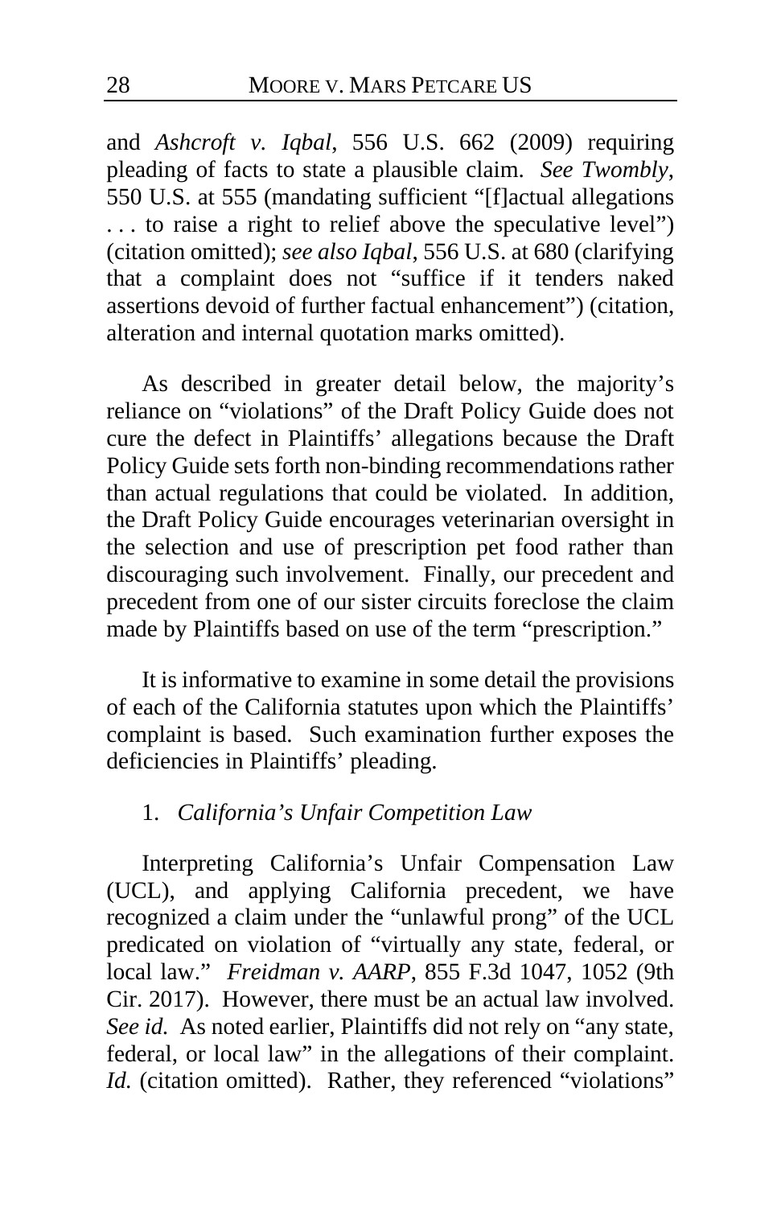and *Ashcroft v. Iqbal*, 556 U.S. 662 (2009) requiring pleading of facts to state a plausible claim. *See Twombly*, 550 U.S. at 555 (mandating sufficient "[f]actual allegations . . . to raise a right to relief above the speculative level") (citation omitted); *see also Iqbal*, 556 U.S. at 680 (clarifying that a complaint does not "suffice if it tenders naked assertions devoid of further factual enhancement") (citation, alteration and internal quotation marks omitted).

As described in greater detail below, the majority's reliance on "violations" of the Draft Policy Guide does not cure the defect in Plaintiffs' allegations because the Draft Policy Guide sets forth non-binding recommendations rather than actual regulations that could be violated. In addition, the Draft Policy Guide encourages veterinarian oversight in the selection and use of prescription pet food rather than discouraging such involvement. Finally, our precedent and precedent from one of our sister circuits foreclose the claim made by Plaintiffs based on use of the term "prescription."

It is informative to examine in some detail the provisions of each of the California statutes upon which the Plaintiffs' complaint is based. Such examination further exposes the deficiencies in Plaintiffs' pleading.

1. *California's Unfair Competition Law*

Interpreting California's Unfair Compensation Law (UCL), and applying California precedent, we have recognized a claim under the "unlawful prong" of the UCL predicated on violation of "virtually any state, federal, or local law." *Freidman v. AARP*, 855 F.3d 1047, 1052 (9th Cir. 2017). However, there must be an actual law involved. *See id.* As noted earlier, Plaintiffs did not rely on "any state, federal, or local law" in the allegations of their complaint. *Id.* (citation omitted). Rather, they referenced "violations"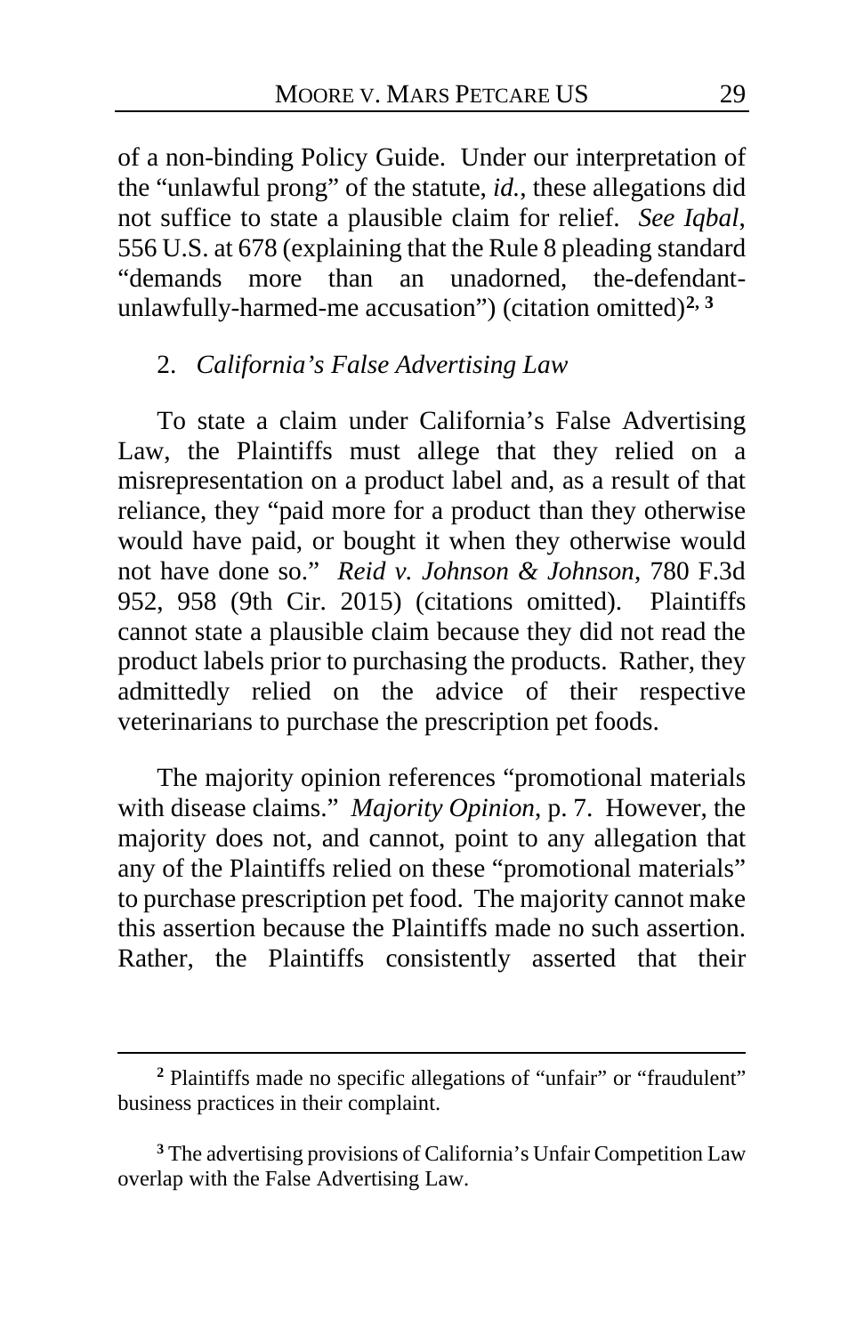of a non-binding Policy Guide. Under our interpretation of the "unlawful prong" of the statute, *id.*, these allegations did not suffice to state a plausible claim for relief. *See Iqbal*, 556 U.S. at 678 (explaining that the Rule 8 pleading standard "demands more than an unadorned, the-defendant-unlawfully-harmed-me accusation") (citation omitted)[2, 3]

2. *California's False Advertising Law*

To state a claim under California's False Advertising Law, the Plaintiffs must allege that they relied on a misrepresentation on a product label and, as a result of that reliance, they "paid more for a product than they otherwise would have paid, or bought it when they otherwise would not have done so." *Reid v. Johnson & Johnson*, 780 F.3d 952, 958 (9th Cir. 2015) (citations omitted). Plaintiffs cannot state a plausible claim because they did not read the product labels prior to purchasing the products. Rather, they admittedly relied on the advice of their respective veterinarians to purchase the prescription pet foods.

The majority opinion references "promotional materials with disease claims." *Majority Opinion*, p. 7. However, the majority does not, and cannot, point to any allegation that any of the Plaintiffs relied on these "promotional materials" to purchase prescription pet food. The majority cannot make this assertion because the Plaintiffs made no such assertion. Rather, the Plaintiffs consistently asserted that their

---

[2] Plaintiffs made no specific allegations of "unfair" or "fraudulent" business practices in their complaint.

[3] The advertising provisions of California's Unfair Competition Law overlap with the False Advertising Law.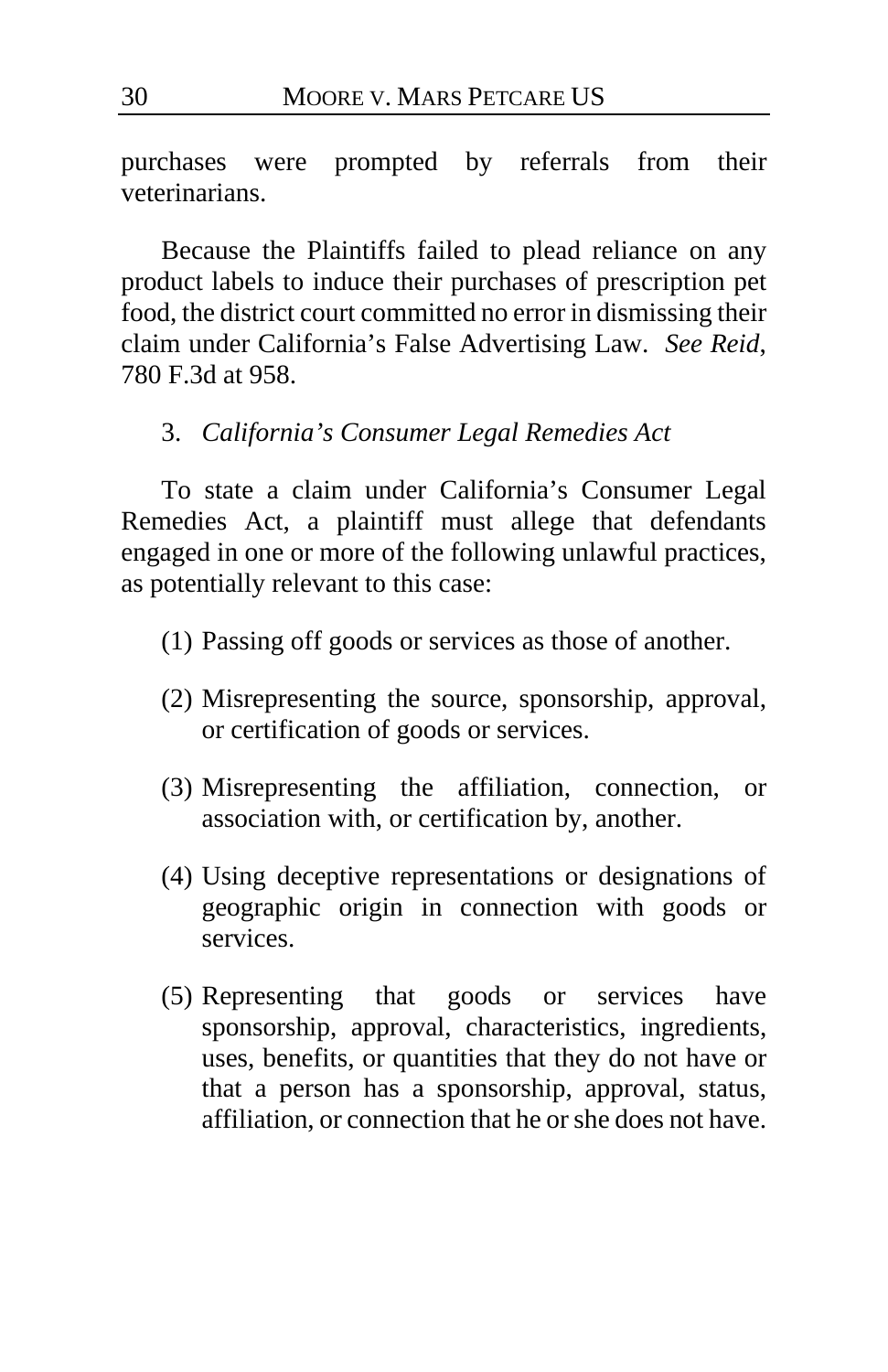purchases were prompted by referrals from their veterinarians.

Because the Plaintiffs failed to plead reliance on any product labels to induce their purchases of prescription pet food, the district court committed no error in dismissing their claim under California's False Advertising Law. *See Reid*, 780 F.3d at 958.

3. *California's Consumer Legal Remedies Act*

To state a claim under California's Consumer Legal Remedies Act, a plaintiff must allege that defendants engaged in one or more of the following unlawful practices, as potentially relevant to this case:

(1) Passing off goods or services as those of another.

(2) Misrepresenting the source, sponsorship, approval, or certification of goods or services.

(3) Misrepresenting the affiliation, connection, or association with, or certification by, another.

(4) Using deceptive representations or designations of geographic origin in connection with goods or services.

(5) Representing that goods or services have sponsorship, approval, characteristics, ingredients, uses, benefits, or quantities that they do not have or that a person has a sponsorship, approval, status, affiliation, or connection that he or she does not have.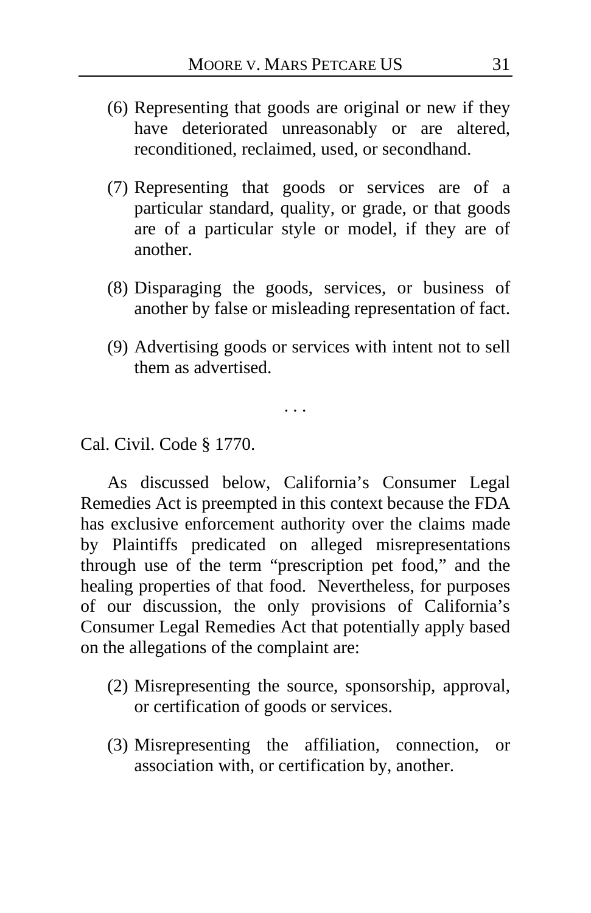(6) Representing that goods are original or new if they have deteriorated unreasonably or are altered, reconditioned, reclaimed, used, or secondhand.

(7) Representing that goods or services are of a particular standard, quality, or grade, or that goods are of a particular style or model, if they are of another.

(8) Disparaging the goods, services, or business of another by false or misleading representation of fact.

(9) Advertising goods or services with intent not to sell them as advertised.

. . .

Cal. Civil. Code § 1770.

As discussed below, California's Consumer Legal Remedies Act is preempted in this context because the FDA has exclusive enforcement authority over the claims made by Plaintiffs predicated on alleged misrepresentations through use of the term "prescription pet food," and the healing properties of that food. Nevertheless, for purposes of our discussion, the only provisions of California's Consumer Legal Remedies Act that potentially apply based on the allegations of the complaint are:

(2) Misrepresenting the source, sponsorship, approval, or certification of goods or services.

(3) Misrepresenting the affiliation, connection, or association with, or certification by, another.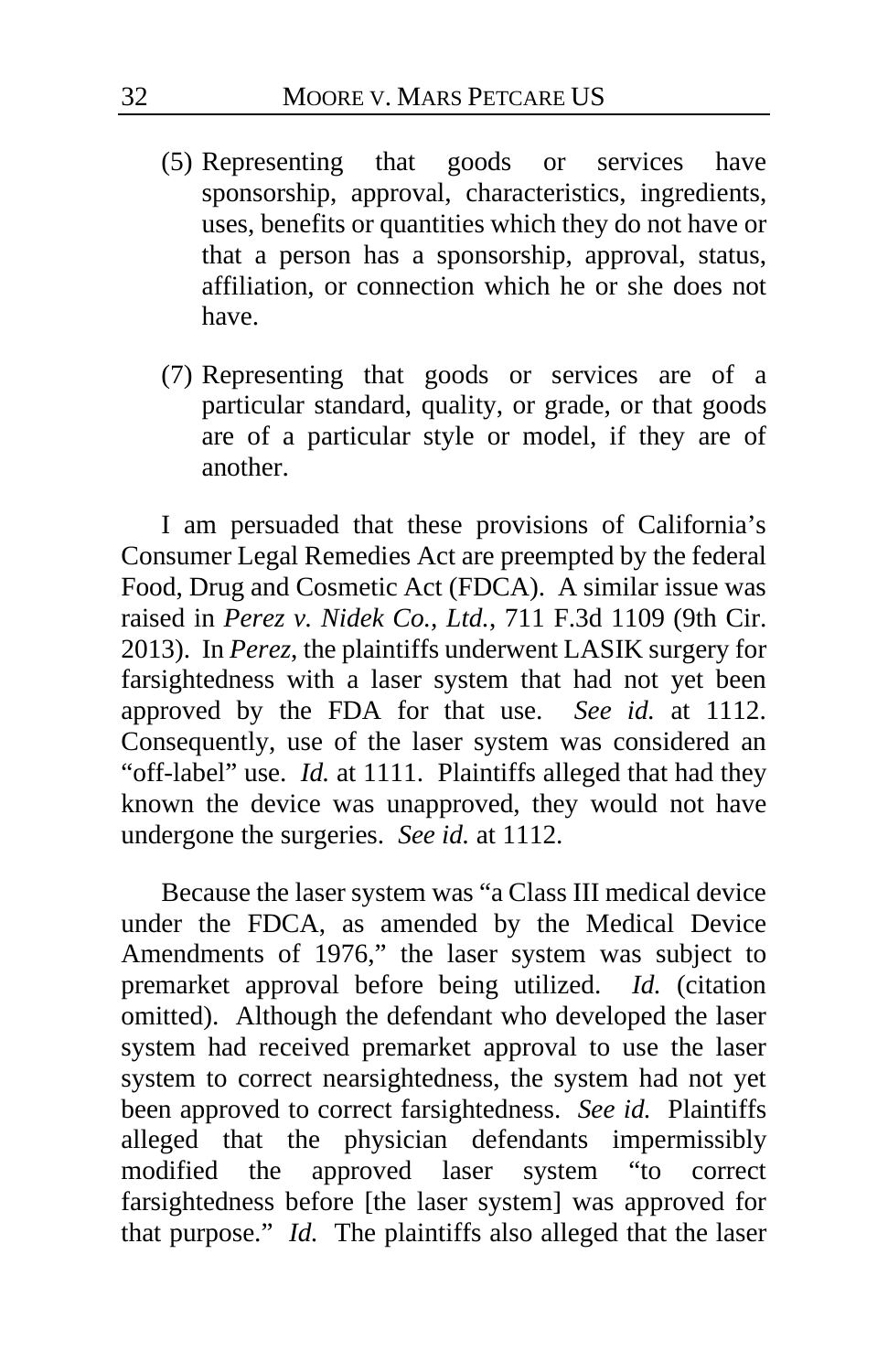(5) Representing that goods or services have sponsorship, approval, characteristics, ingredients, uses, benefits or quantities which they do not have or that a person has a sponsorship, approval, status, affiliation, or connection which he or she does not have.

(7) Representing that goods or services are of a particular standard, quality, or grade, or that goods are of a particular style or model, if they are of another.

I am persuaded that these provisions of California's Consumer Legal Remedies Act are preempted by the federal Food, Drug and Cosmetic Act (FDCA). A similar issue was raised in *Perez v. Nidek Co., Ltd.*, 711 F.3d 1109 (9th Cir. 2013). In *Perez*, the plaintiffs underwent LASIK surgery for farsightedness with a laser system that had not yet been approved by the FDA for that use. *See id.* at 1112. Consequently, use of the laser system was considered an "off-label" use. *Id.* at 1111. Plaintiffs alleged that had they known the device was unapproved, they would not have undergone the surgeries. *See id.* at 1112.

Because the laser system was "a Class III medical device under the FDCA, as amended by the Medical Device Amendments of 1976," the laser system was subject to premarket approval before being utilized. *Id.* (citation omitted). Although the defendant who developed the laser system had received premarket approval to use the laser system to correct nearsightedness, the system had not yet been approved to correct farsightedness. *See id.* Plaintiffs alleged that the physician defendants impermissibly modified the approved laser system "to correct farsightedness before [the laser system] was approved for that purpose." *Id.* The plaintiffs also alleged that the laser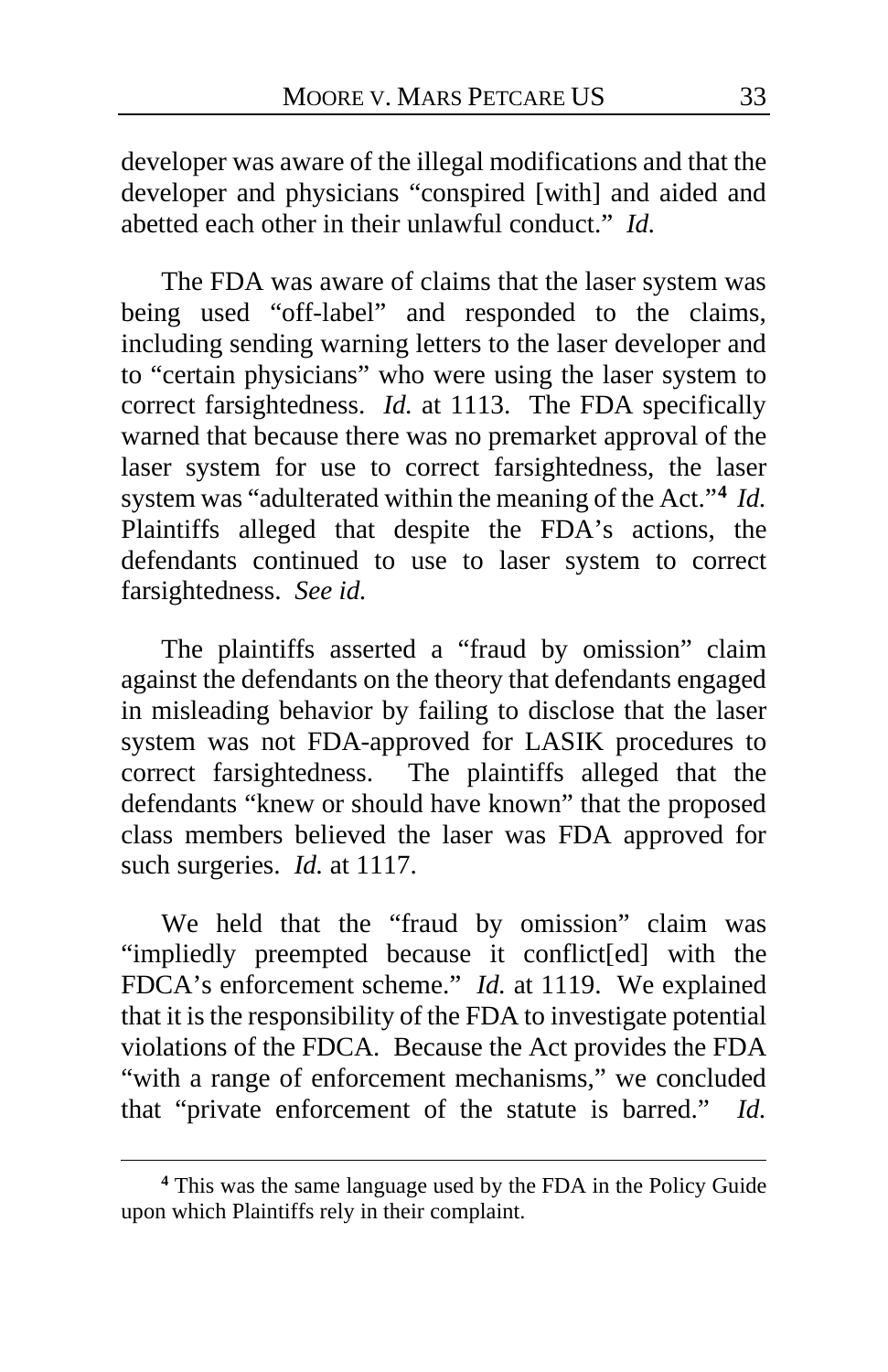developer was aware of the illegal modifications and that the developer and physicians "conspired [with] and aided and abetted each other in their unlawful conduct." *Id.*

The FDA was aware of claims that the laser system was being used "off-label" and responded to the claims, including sending warning letters to the laser developer and to "certain physicians" who were using the laser system to correct farsightedness. *Id.* at 1113. The FDA specifically warned that because there was no premarket approval of the laser system for use to correct farsightedness, the laser system was "adulterated within the meaning of the Act."[4] *Id.* Plaintiffs alleged that despite the FDA's actions, the defendants continued to use to laser system to correct farsightedness. *See id.*

The plaintiffs asserted a "fraud by omission" claim against the defendants on the theory that defendants engaged in misleading behavior by failing to disclose that the laser system was not FDA-approved for LASIK procedures to correct farsightedness. The plaintiffs alleged that the defendants "knew or should have known" that the proposed class members believed the laser was FDA approved for such surgeries. *Id.* at 1117.

We held that the "fraud by omission" claim was "impliedly preempted because it conflict[ed] with the FDCA's enforcement scheme." *Id.* at 1119. We explained that it is the responsibility of the FDA to investigate potential violations of the FDCA. Because the Act provides the FDA "with a range of enforcement mechanisms," we concluded that "private enforcement of the statute is barred." *Id.*

---

[4] This was the same language used by the FDA in the Policy Guide upon which Plaintiffs rely in their complaint.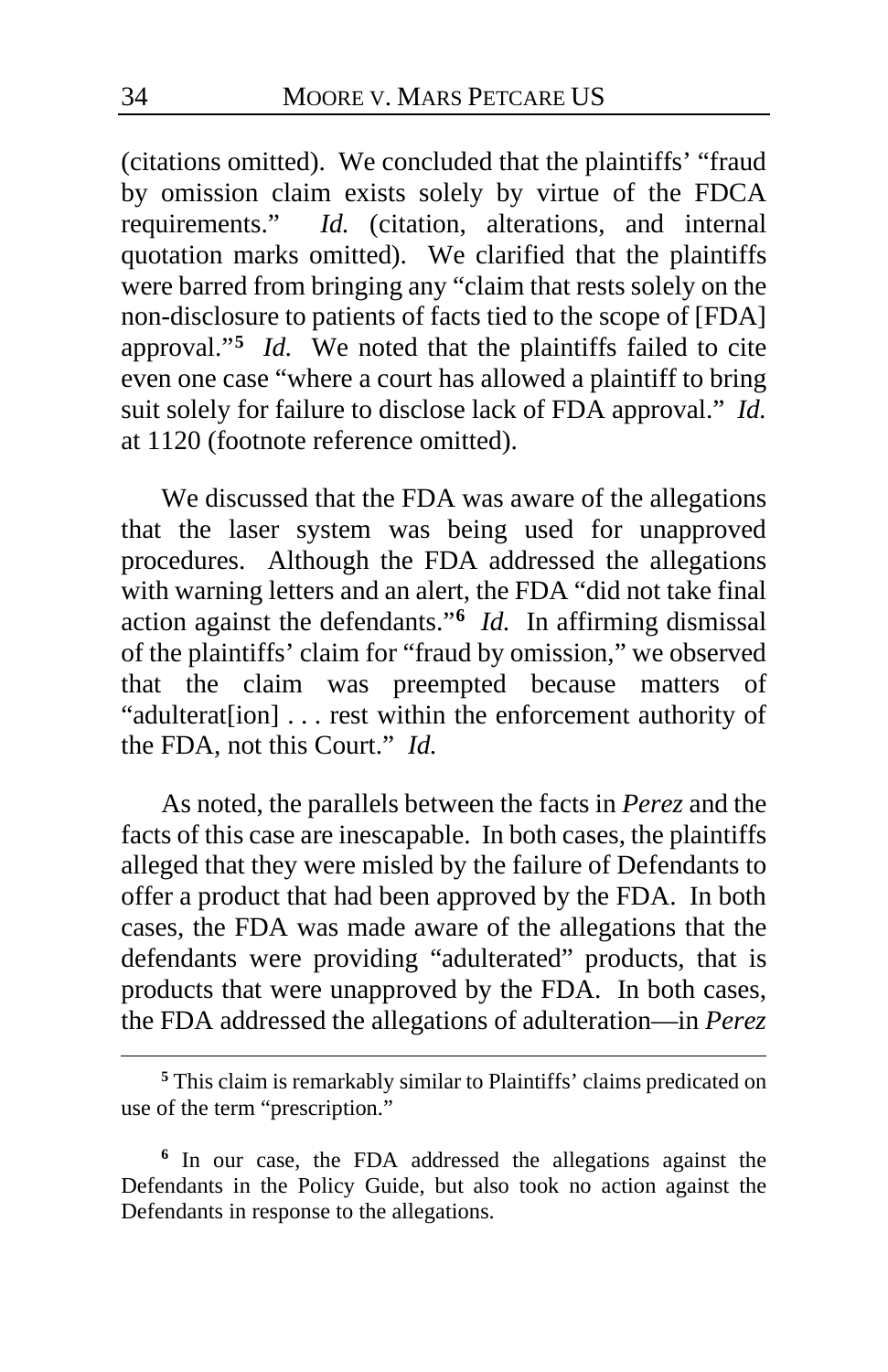(citations omitted). We concluded that the plaintiffs' "fraud by omission claim exists solely by virtue of the FDCA requirements." *Id.* (citation, alterations, and internal quotation marks omitted). We clarified that the plaintiffs were barred from bringing any "claim that rests solely on the non-disclosure to patients of facts tied to the scope of [FDA] approval."[5] *Id.* We noted that the plaintiffs failed to cite even one case "where a court has allowed a plaintiff to bring suit solely for failure to disclose lack of FDA approval." *Id.* at 1120 (footnote reference omitted).

We discussed that the FDA was aware of the allegations that the laser system was being used for unapproved procedures. Although the FDA addressed the allegations with warning letters and an alert, the FDA "did not take final action against the defendants."[6] *Id.* In affirming dismissal of the plaintiffs' claim for "fraud by omission," we observed that the claim was preempted because matters of "adulterat[ion] . . . rest within the enforcement authority of the FDA, not this Court." *Id.*

As noted, the parallels between the facts in *Perez* and the facts of this case are inescapable. In both cases, the plaintiffs alleged that they were misled by the failure of Defendants to offer a product that had been approved by the FDA. In both cases, the FDA was made aware of the allegations that the defendants were providing "adulterated" products, that is products that were unapproved by the FDA. In both cases, the FDA addressed the allegations of adulteration—in *Perez*

---

[5] This claim is remarkably similar to Plaintiffs' claims predicated on use of the term "prescription."

[6] In our case, the FDA addressed the allegations against the Defendants in the Policy Guide, but also took no action against the Defendants in response to the allegations.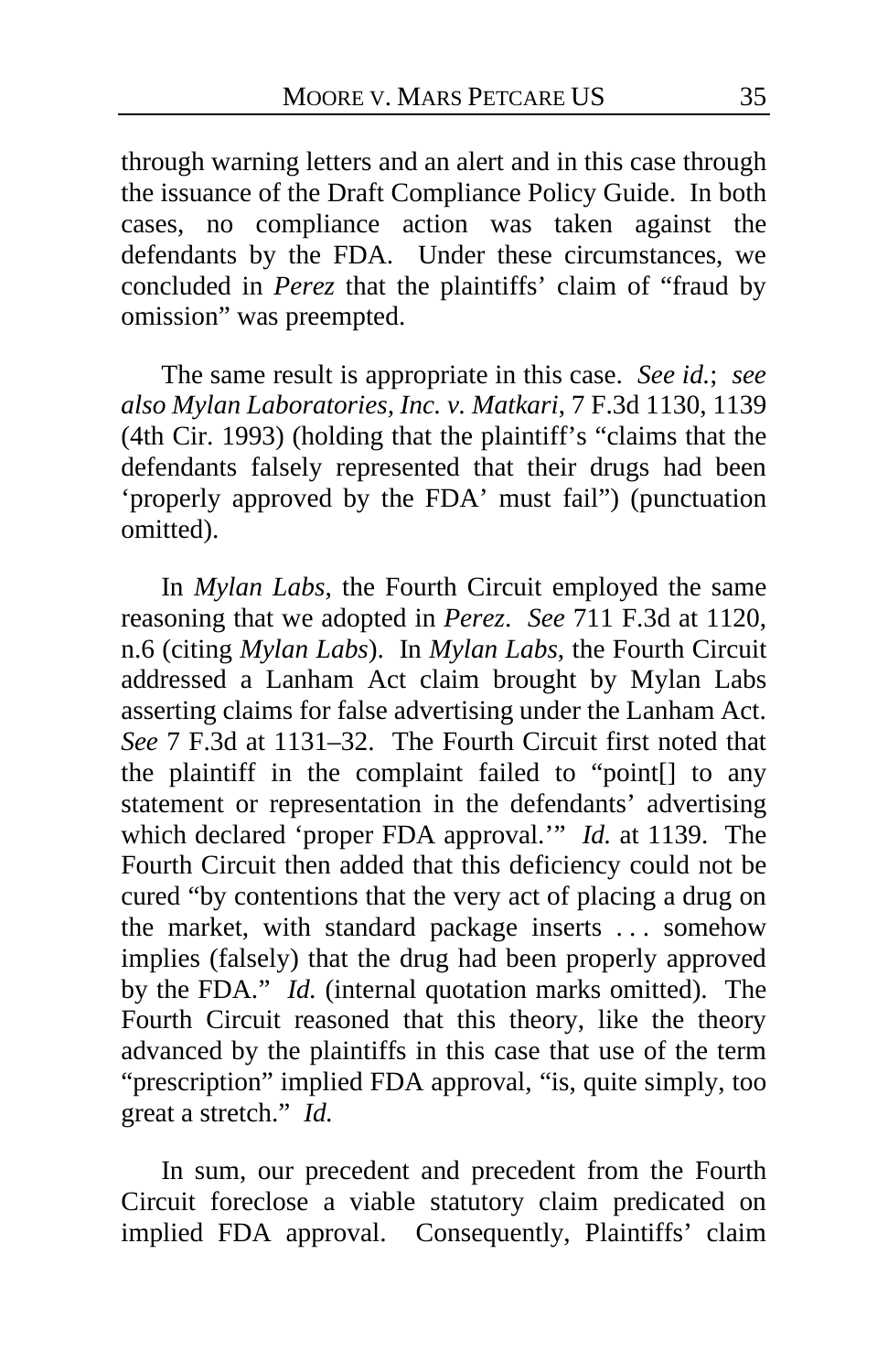through warning letters and an alert and in this case through the issuance of the Draft Compliance Policy Guide. In both cases, no compliance action was taken against the defendants by the FDA. Under these circumstances, we concluded in *Perez* that the plaintiffs' claim of "fraud by omission" was preempted.

The same result is appropriate in this case. *See id.*; *see also Mylan Laboratories, Inc. v. Matkari*, 7 F.3d 1130, 1139 (4th Cir. 1993) (holding that the plaintiff's "claims that the defendants falsely represented that their drugs had been 'properly approved by the FDA' must fail") (punctuation omitted).

In *Mylan Labs*, the Fourth Circuit employed the same reasoning that we adopted in *Perez*. *See* 711 F.3d at 1120, n.6 (citing *Mylan Labs*). In *Mylan Labs*, the Fourth Circuit addressed a Lanham Act claim brought by Mylan Labs asserting claims for false advertising under the Lanham Act. *See* 7 F.3d at 1131–32. The Fourth Circuit first noted that the plaintiff in the complaint failed to "point[] to any statement or representation in the defendants' advertising which declared 'proper FDA approval.'" *Id.* at 1139. The Fourth Circuit then added that this deficiency could not be cured "by contentions that the very act of placing a drug on the market, with standard package inserts . . . somehow implies (falsely) that the drug had been properly approved by the FDA." *Id.* (internal quotation marks omitted). The Fourth Circuit reasoned that this theory, like the theory advanced by the plaintiffs in this case that use of the term "prescription" implied FDA approval, "is, quite simply, too great a stretch." *Id.*

In sum, our precedent and precedent from the Fourth Circuit foreclose a viable statutory claim predicated on implied FDA approval. Consequently, Plaintiffs' claim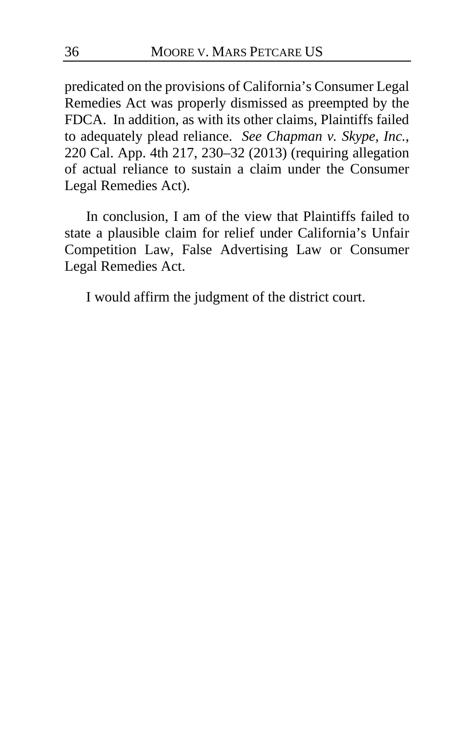predicated on the provisions of California's Consumer Legal Remedies Act was properly dismissed as preempted by the FDCA. In addition, as with its other claims, Plaintiffs failed to adequately plead reliance. *See Chapman v. Skype, Inc.*, 220 Cal. App. 4th 217, 230–32 (2013) (requiring allegation of actual reliance to sustain a claim under the Consumer Legal Remedies Act).

In conclusion, I am of the view that Plaintiffs failed to state a plausible claim for relief under California's Unfair Competition Law, False Advertising Law or Consumer Legal Remedies Act.

I would affirm the judgment of the district court.